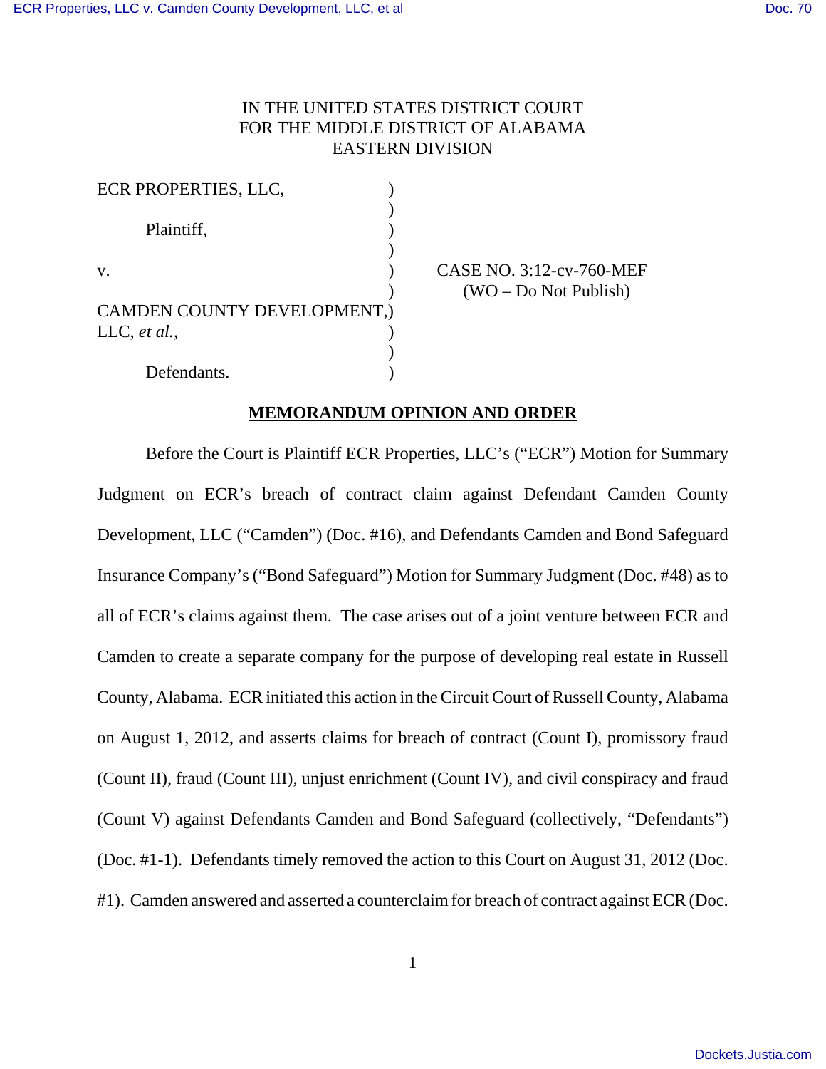IN THE UNITED STATES DISTRICT COURT
FOR THE MIDDLE DISTRICT OF ALABAMA
EASTERN DIVISION

ECR PROPERTIES, LLC,

Plaintiff,

v.

CAMDEN COUNTY DEVELOPMENT, LLC, *et al.*,

Defendants.

CASE NO. 3:12-cv-760-MEF
(WO – Do Not Publish)

**MEMORANDUM OPINION AND ORDER**

Before the Court is Plaintiff ECR Properties, LLC's ("ECR") Motion for Summary Judgment on ECR's breach of contract claim against Defendant Camden County Development, LLC ("Camden") (Doc. #16), and Defendants Camden and Bond Safeguard Insurance Company's ("Bond Safeguard") Motion for Summary Judgment (Doc. #48) as to all of ECR's claims against them. The case arises out of a joint venture between ECR and Camden to create a separate company for the purpose of developing real estate in Russell County, Alabama. ECR initiated this action in the Circuit Court of Russell County, Alabama on August 1, 2012, and asserts claims for breach of contract (Count I), promissory fraud (Count II), fraud (Count III), unjust enrichment (Count IV), and civil conspiracy and fraud (Count V) against Defendants Camden and Bond Safeguard (collectively, "Defendants") (Doc. #1-1). Defendants timely removed the action to this Court on August 31, 2012 (Doc. #1). Camden answered and asserted a counterclaim for breach of contract against ECR (Doc.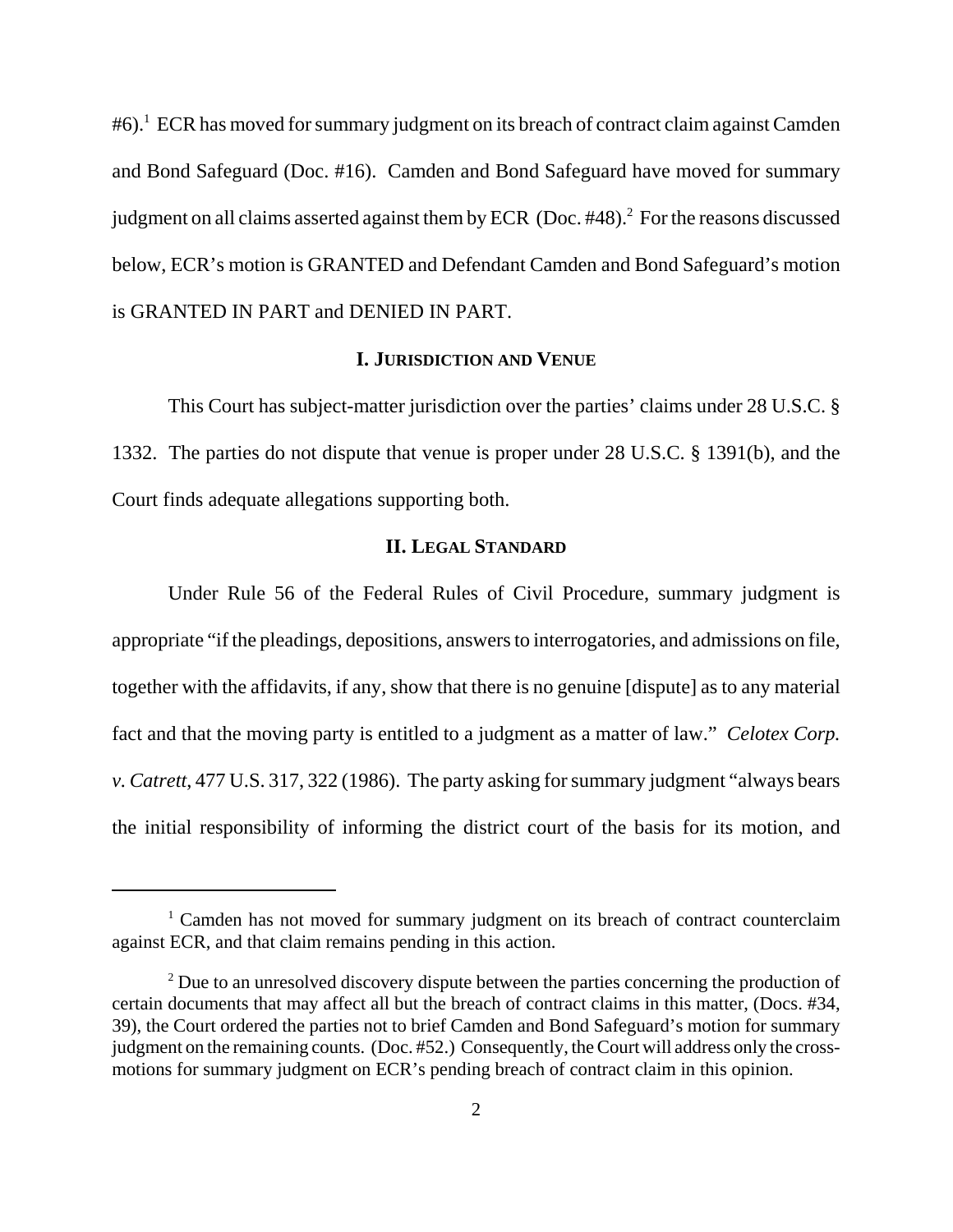#6).[1] ECR has moved for summary judgment on its breach of contract claim against Camden and Bond Safeguard (Doc. #16). Camden and Bond Safeguard have moved for summary judgment on all claims asserted against them by ECR (Doc. #48).[2] For the reasons discussed below, ECR's motion is GRANTED and Defendant Camden and Bond Safeguard's motion is GRANTED IN PART and DENIED IN PART.

## I. JURISDICTION AND VENUE

This Court has subject-matter jurisdiction over the parties' claims under 28 U.S.C. § 1332. The parties do not dispute that venue is proper under 28 U.S.C. § 1391(b), and the Court finds adequate allegations supporting both.

## II. LEGAL STANDARD

Under Rule 56 of the Federal Rules of Civil Procedure, summary judgment is appropriate "if the pleadings, depositions, answers to interrogatories, and admissions on file, together with the affidavits, if any, show that there is no genuine [dispute] as to any material fact and that the moving party is entitled to a judgment as a matter of law." *Celotex Corp. v. Catrett*, 477 U.S. 317, 322 (1986). The party asking for summary judgment "always bears the initial responsibility of informing the district court of the basis for its motion, and

---

[1] Camden has not moved for summary judgment on its breach of contract counterclaim against ECR, and that claim remains pending in this action.

[2] Due to an unresolved discovery dispute between the parties concerning the production of certain documents that may affect all but the breach of contract claims in this matter, (Docs. #34, 39), the Court ordered the parties not to brief Camden and Bond Safeguard's motion for summary judgment on the remaining counts. (Doc. #52.) Consequently, the Court will address only the cross-motions for summary judgment on ECR's pending breach of contract claim in this opinion.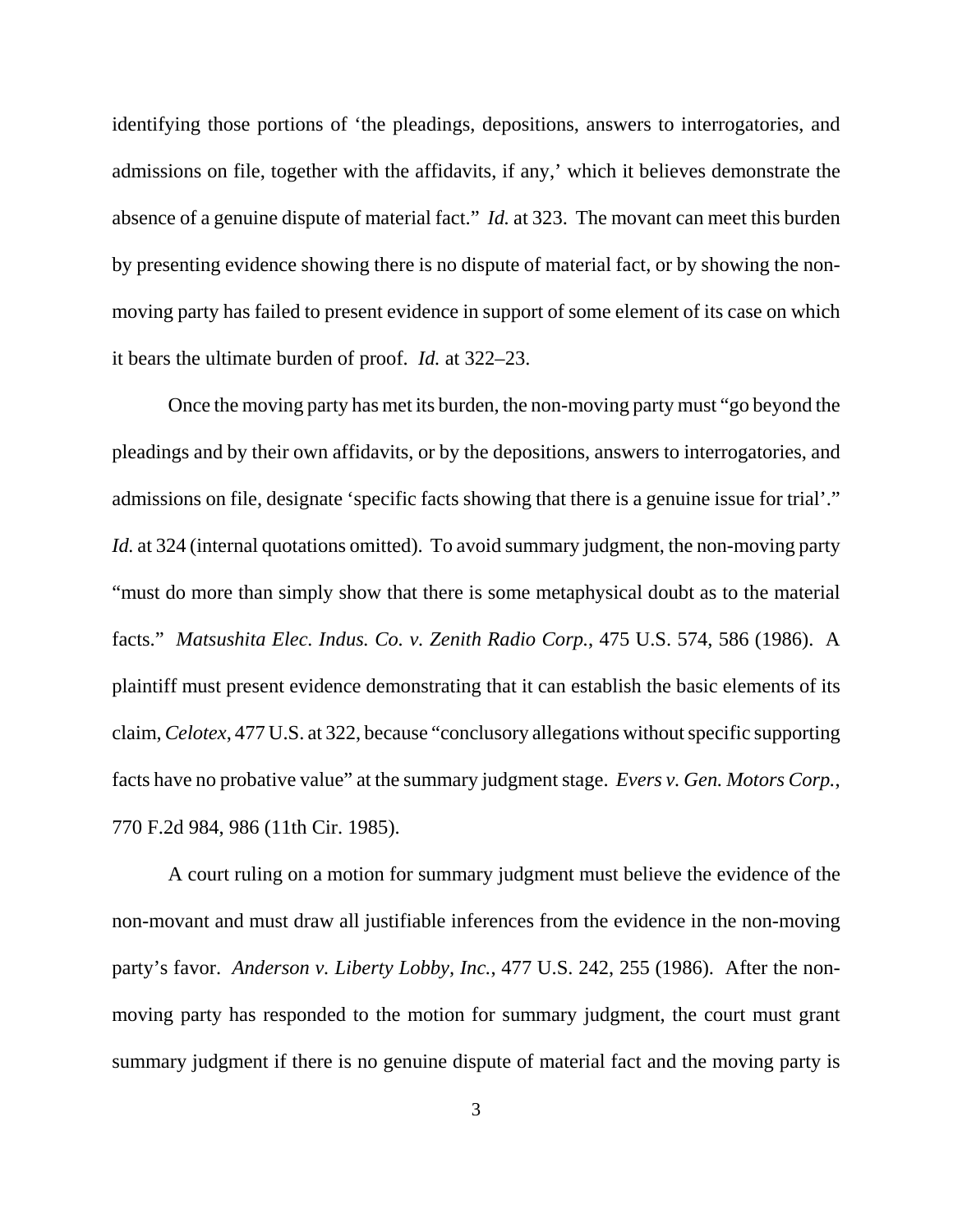identifying those portions of 'the pleadings, depositions, answers to interrogatories, and admissions on file, together with the affidavits, if any,' which it believes demonstrate the absence of a genuine dispute of material fact." *Id.* at 323. The movant can meet this burden by presenting evidence showing there is no dispute of material fact, or by showing the non-moving party has failed to present evidence in support of some element of its case on which it bears the ultimate burden of proof. *Id.* at 322–23.

Once the moving party has met its burden, the non-moving party must "go beyond the pleadings and by their own affidavits, or by the depositions, answers to interrogatories, and admissions on file, designate 'specific facts showing that there is a genuine issue for trial'." *Id.* at 324 (internal quotations omitted). To avoid summary judgment, the non-moving party "must do more than simply show that there is some metaphysical doubt as to the material facts." *Matsushita Elec. Indus. Co. v. Zenith Radio Corp.*, 475 U.S. 574, 586 (1986). A plaintiff must present evidence demonstrating that it can establish the basic elements of its claim, *Celotex*, 477 U.S. at 322, because "conclusory allegations without specific supporting facts have no probative value" at the summary judgment stage. *Evers v. Gen. Motors Corp.*, 770 F.2d 984, 986 (11th Cir. 1985).

A court ruling on a motion for summary judgment must believe the evidence of the non-movant and must draw all justifiable inferences from the evidence in the non-moving party's favor. *Anderson v. Liberty Lobby, Inc.*, 477 U.S. 242, 255 (1986). After the non-moving party has responded to the motion for summary judgment, the court must grant summary judgment if there is no genuine dispute of material fact and the moving party is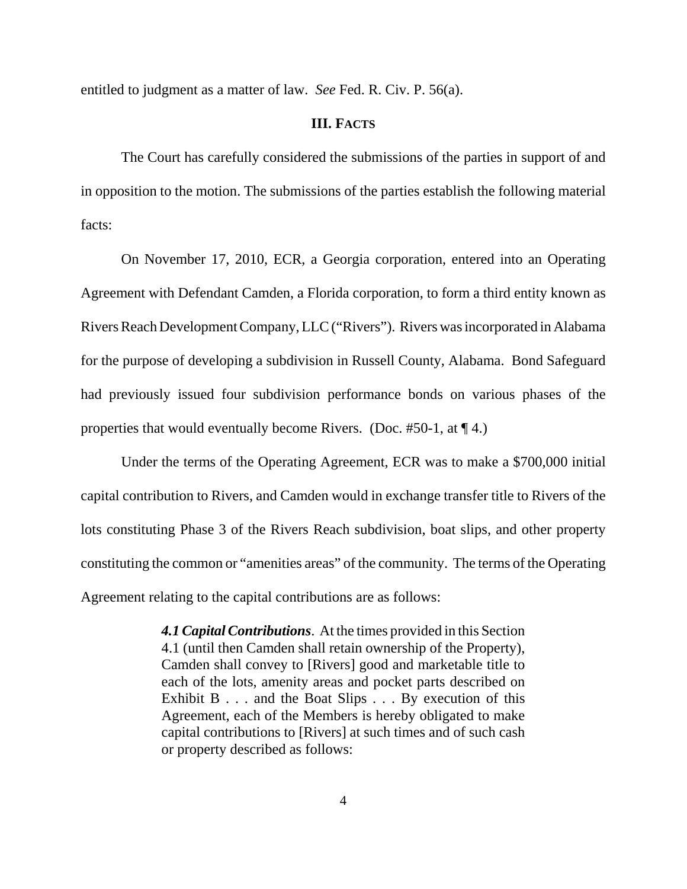entitled to judgment as a matter of law. *See* Fed. R. Civ. P. 56(a).

## III. FACTS

The Court has carefully considered the submissions of the parties in support of and in opposition to the motion. The submissions of the parties establish the following material facts:

On November 17, 2010, ECR, a Georgia corporation, entered into an Operating Agreement with Defendant Camden, a Florida corporation, to form a third entity known as Rivers Reach Development Company, LLC ("Rivers"). Rivers was incorporated in Alabama for the purpose of developing a subdivision in Russell County, Alabama. Bond Safeguard had previously issued four subdivision performance bonds on various phases of the properties that would eventually become Rivers. (Doc. #50-1, at ¶ 4.)

Under the terms of the Operating Agreement, ECR was to make a $700,000 initial capital contribution to Rivers, and Camden would in exchange transfer title to Rivers of the lots constituting Phase 3 of the Rivers Reach subdivision, boat slips, and other property constituting the common or "amenities areas" of the community. The terms of the Operating Agreement relating to the capital contributions are as follows:

> ***4.1 Capital Contributions***. At the times provided in this Section 4.1 (until then Camden shall retain ownership of the Property), Camden shall convey to [Rivers] good and marketable title to each of the lots, amenity areas and pocket parts described on Exhibit B . . . and the Boat Slips . . . By execution of this Agreement, each of the Members is hereby obligated to make capital contributions to [Rivers] at such times and of such cash or property described as follows: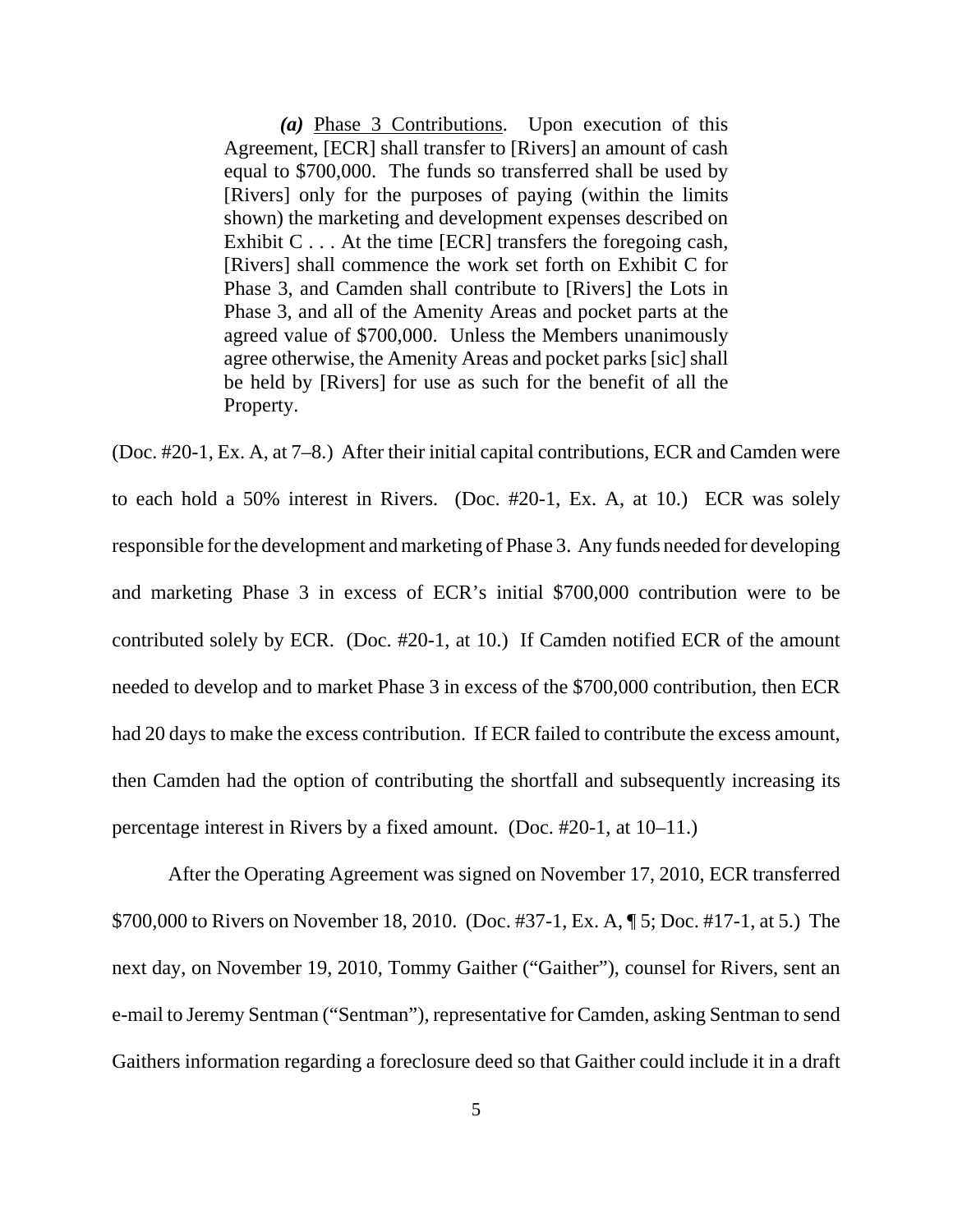> ***(a)*** Phase 3 Contributions. Upon execution of this Agreement, [ECR] shall transfer to [Rivers] an amount of cash equal to $700,000. The funds so transferred shall be used by [Rivers] only for the purposes of paying (within the limits shown) the marketing and development expenses described on Exhibit C . . . At the time [ECR] transfers the foregoing cash, [Rivers] shall commence the work set forth on Exhibit C for Phase 3, and Camden shall contribute to [Rivers] the Lots in Phase 3, and all of the Amenity Areas and pocket parts at the agreed value of $700,000. Unless the Members unanimously agree otherwise, the Amenity Areas and pocket parks [sic] shall be held by [Rivers] for use as such for the benefit of all the Property.

(Doc. #20-1, Ex. A, at 7–8.) After their initial capital contributions, ECR and Camden were to each hold a 50% interest in Rivers. (Doc. #20-1, Ex. A, at 10.) ECR was solely responsible for the development and marketing of Phase 3. Any funds needed for developing and marketing Phase 3 in excess of ECR's initial $700,000 contribution were to be contributed solely by ECR. (Doc. #20-1, at 10.) If Camden notified ECR of the amount needed to develop and to market Phase 3 in excess of the $700,000 contribution, then ECR had 20 days to make the excess contribution. If ECR failed to contribute the excess amount, then Camden had the option of contributing the shortfall and subsequently increasing its percentage interest in Rivers by a fixed amount. (Doc. #20-1, at 10–11.)

After the Operating Agreement was signed on November 17, 2010, ECR transferred $700,000 to Rivers on November 18, 2010. (Doc. #37-1, Ex. A, ¶ 5; Doc. #17-1, at 5.) The next day, on November 19, 2010, Tommy Gaither ("Gaither"), counsel for Rivers, sent an e-mail to Jeremy Sentman ("Sentman"), representative for Camden, asking Sentman to send Gaithers information regarding a foreclosure deed so that Gaither could include it in a draft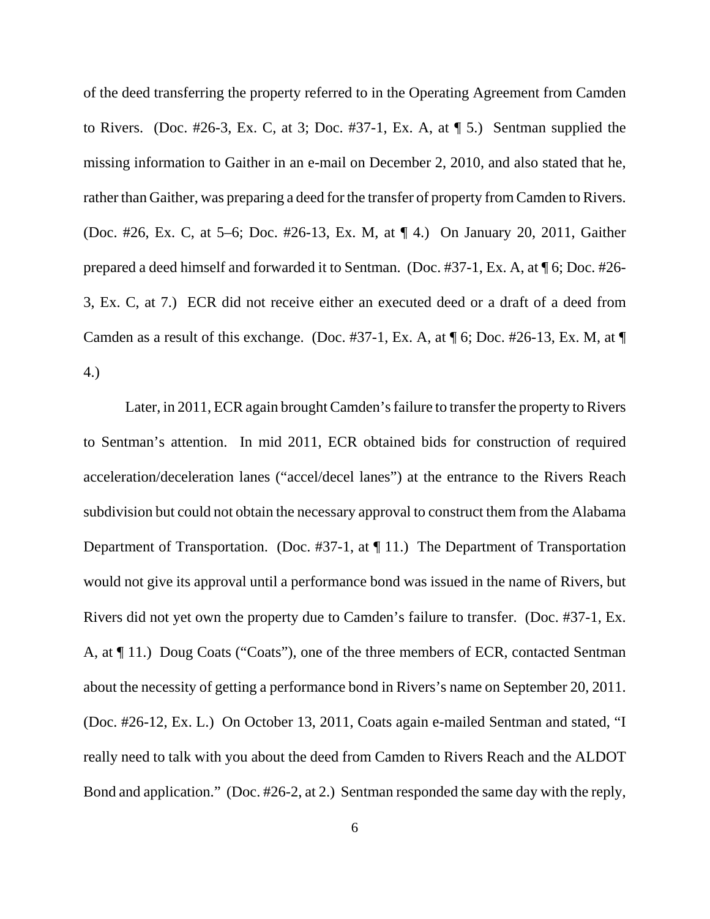of the deed transferring the property referred to in the Operating Agreement from Camden to Rivers. (Doc. #26-3, Ex. C, at 3; Doc. #37-1, Ex. A, at ¶ 5.) Sentman supplied the missing information to Gaither in an e-mail on December 2, 2010, and also stated that he, rather than Gaither, was preparing a deed for the transfer of property from Camden to Rivers. (Doc. #26, Ex. C, at 5–6; Doc. #26-13, Ex. M, at ¶ 4.) On January 20, 2011, Gaither prepared a deed himself and forwarded it to Sentman. (Doc. #37-1, Ex. A, at ¶ 6; Doc. #26-3, Ex. C, at 7.) ECR did not receive either an executed deed or a draft of a deed from Camden as a result of this exchange. (Doc. #37-1, Ex. A, at ¶ 6; Doc. #26-13, Ex. M, at ¶ 4.)

Later, in 2011, ECR again brought Camden's failure to transfer the property to Rivers to Sentman's attention. In mid 2011, ECR obtained bids for construction of required acceleration/deceleration lanes ("accel/decel lanes") at the entrance to the Rivers Reach subdivision but could not obtain the necessary approval to construct them from the Alabama Department of Transportation. (Doc. #37-1, at ¶ 11.) The Department of Transportation would not give its approval until a performance bond was issued in the name of Rivers, but Rivers did not yet own the property due to Camden's failure to transfer. (Doc. #37-1, Ex. A, at ¶ 11.) Doug Coats ("Coats"), one of the three members of ECR, contacted Sentman about the necessity of getting a performance bond in Rivers's name on September 20, 2011. (Doc. #26-12, Ex. L.) On October 13, 2011, Coats again e-mailed Sentman and stated, "I really need to talk with you about the deed from Camden to Rivers Reach and the ALDOT Bond and application." (Doc. #26-2, at 2.) Sentman responded the same day with the reply,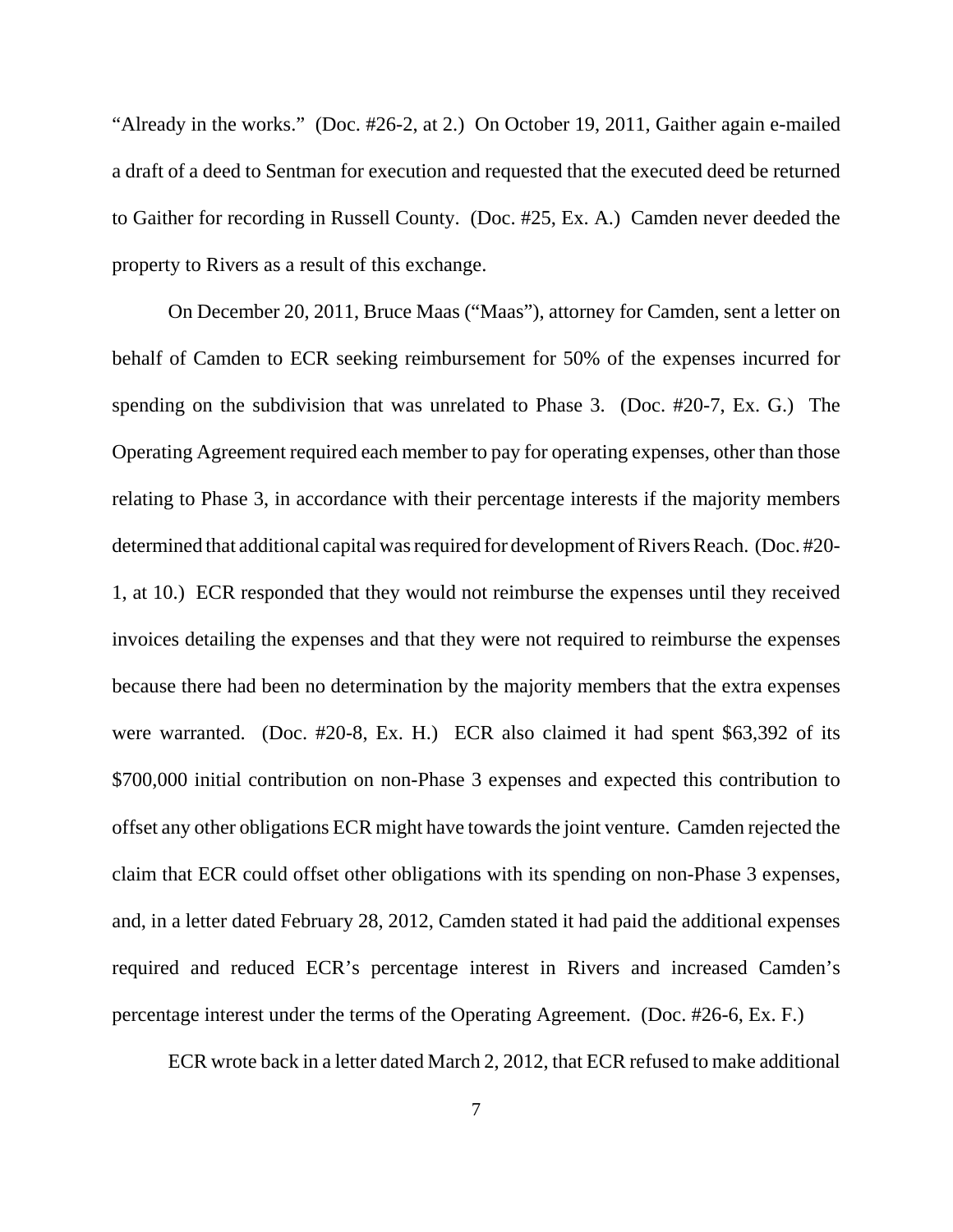"Already in the works." (Doc. #26-2, at 2.) On October 19, 2011, Gaither again e-mailed a draft of a deed to Sentman for execution and requested that the executed deed be returned to Gaither for recording in Russell County. (Doc. #25, Ex. A.) Camden never deeded the property to Rivers as a result of this exchange.

On December 20, 2011, Bruce Maas ("Maas"), attorney for Camden, sent a letter on behalf of Camden to ECR seeking reimbursement for 50% of the expenses incurred for spending on the subdivision that was unrelated to Phase 3. (Doc. #20-7, Ex. G.) The Operating Agreement required each member to pay for operating expenses, other than those relating to Phase 3, in accordance with their percentage interests if the majority members determined that additional capital was required for development of Rivers Reach. (Doc. #20-1, at 10.) ECR responded that they would not reimburse the expenses until they received invoices detailing the expenses and that they were not required to reimburse the expenses because there had been no determination by the majority members that the extra expenses were warranted. (Doc. #20-8, Ex. H.) ECR also claimed it had spent $63,392 of its $700,000 initial contribution on non-Phase 3 expenses and expected this contribution to offset any other obligations ECR might have towards the joint venture. Camden rejected the claim that ECR could offset other obligations with its spending on non-Phase 3 expenses, and, in a letter dated February 28, 2012, Camden stated it had paid the additional expenses required and reduced ECR's percentage interest in Rivers and increased Camden's percentage interest under the terms of the Operating Agreement. (Doc. #26-6, Ex. F.)

ECR wrote back in a letter dated March 2, 2012, that ECR refused to make additional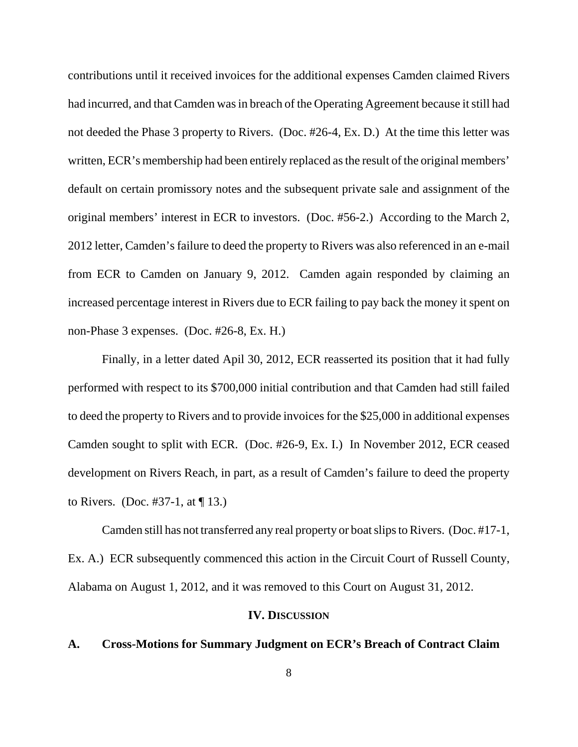contributions until it received invoices for the additional expenses Camden claimed Rivers had incurred, and that Camden was in breach of the Operating Agreement because it still had not deeded the Phase 3 property to Rivers. (Doc. #26-4, Ex. D.) At the time this letter was written, ECR's membership had been entirely replaced as the result of the original members' default on certain promissory notes and the subsequent private sale and assignment of the original members' interest in ECR to investors. (Doc. #56-2.) According to the March 2, 2012 letter, Camden's failure to deed the property to Rivers was also referenced in an e-mail from ECR to Camden on January 9, 2012. Camden again responded by claiming an increased percentage interest in Rivers due to ECR failing to pay back the money it spent on non-Phase 3 expenses. (Doc. #26-8, Ex. H.)

Finally, in a letter dated Apil 30, 2012, ECR reasserted its position that it had fully performed with respect to its $700,000 initial contribution and that Camden had still failed to deed the property to Rivers and to provide invoices for the $25,000 in additional expenses Camden sought to split with ECR. (Doc. #26-9, Ex. I.) In November 2012, ECR ceased development on Rivers Reach, in part, as a result of Camden's failure to deed the property to Rivers. (Doc. #37-1, at ¶ 13.)

Camden still has not transferred any real property or boat slips to Rivers. (Doc. #17-1, Ex. A.) ECR subsequently commenced this action in the Circuit Court of Russell County, Alabama on August 1, 2012, and it was removed to this Court on August 31, 2012.

## IV. DISCUSSION

### A. Cross-Motions for Summary Judgment on ECR's Breach of Contract Claim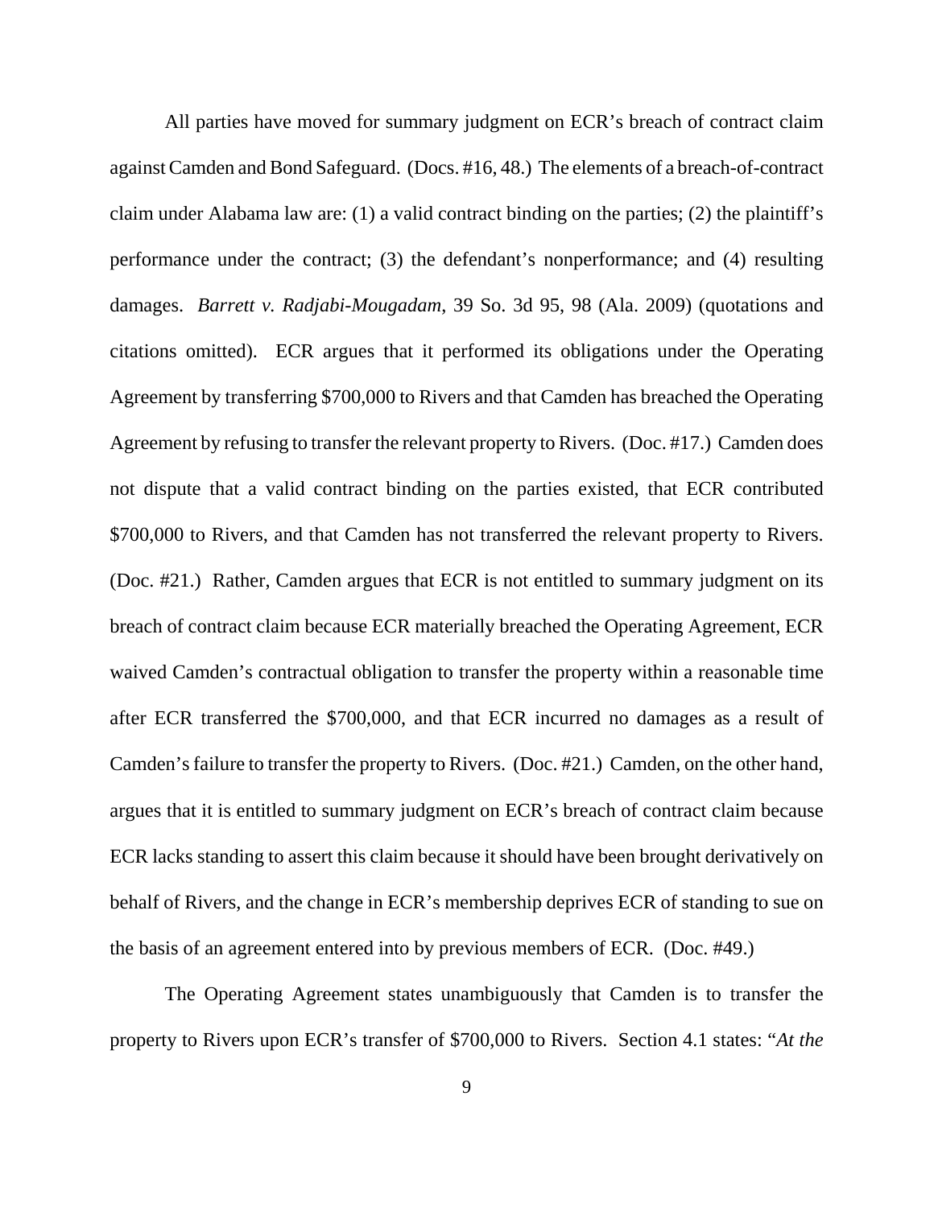All parties have moved for summary judgment on ECR's breach of contract claim against Camden and Bond Safeguard. (Docs. #16, 48.) The elements of a breach-of-contract claim under Alabama law are: (1) a valid contract binding on the parties; (2) the plaintiff's performance under the contract; (3) the defendant's nonperformance; and (4) resulting damages. *Barrett v. Radjabi-Mougadam*, 39 So. 3d 95, 98 (Ala. 2009) (quotations and citations omitted). ECR argues that it performed its obligations under the Operating Agreement by transferring $700,000 to Rivers and that Camden has breached the Operating Agreement by refusing to transfer the relevant property to Rivers. (Doc. #17.) Camden does not dispute that a valid contract binding on the parties existed, that ECR contributed $700,000 to Rivers, and that Camden has not transferred the relevant property to Rivers. (Doc. #21.) Rather, Camden argues that ECR is not entitled to summary judgment on its breach of contract claim because ECR materially breached the Operating Agreement, ECR waived Camden's contractual obligation to transfer the property within a reasonable time after ECR transferred the $700,000, and that ECR incurred no damages as a result of Camden's failure to transfer the property to Rivers. (Doc. #21.) Camden, on the other hand, argues that it is entitled to summary judgment on ECR's breach of contract claim because ECR lacks standing to assert this claim because it should have been brought derivatively on behalf of Rivers, and the change in ECR's membership deprives ECR of standing to sue on the basis of an agreement entered into by previous members of ECR. (Doc. #49.)

The Operating Agreement states unambiguously that Camden is to transfer the property to Rivers upon ECR's transfer of $700,000 to Rivers. Section 4.1 states: "*At the*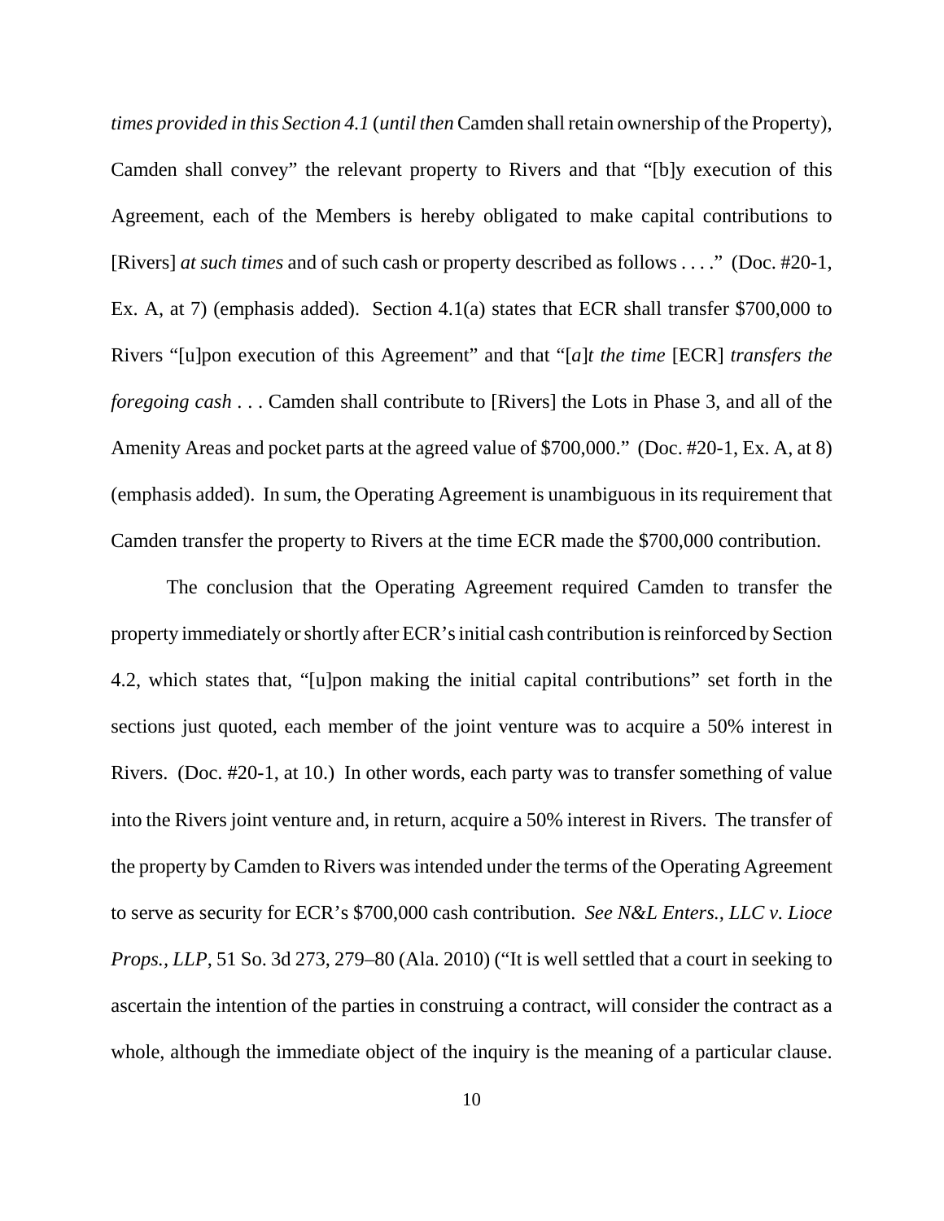*times provided in this Section 4.1* (*until then* Camden shall retain ownership of the Property), Camden shall convey" the relevant property to Rivers and that "[b]y execution of this Agreement, each of the Members is hereby obligated to make capital contributions to [Rivers] *at such times* and of such cash or property described as follows . . . ." (Doc. #20-1, Ex. A, at 7) (emphasis added). Section 4.1(a) states that ECR shall transfer $700,000 to Rivers "[u]pon execution of this Agreement" and that "[*a*]*t the time* [ECR] *transfers the foregoing cash* . . . Camden shall contribute to [Rivers] the Lots in Phase 3, and all of the Amenity Areas and pocket parts at the agreed value of $700,000." (Doc. #20-1, Ex. A, at 8) (emphasis added). In sum, the Operating Agreement is unambiguous in its requirement that Camden transfer the property to Rivers at the time ECR made the $700,000 contribution.

The conclusion that the Operating Agreement required Camden to transfer the property immediately or shortly after ECR's initial cash contribution is reinforced by Section 4.2, which states that, "[u]pon making the initial capital contributions" set forth in the sections just quoted, each member of the joint venture was to acquire a 50% interest in Rivers. (Doc. #20-1, at 10.) In other words, each party was to transfer something of value into the Rivers joint venture and, in return, acquire a 50% interest in Rivers. The transfer of the property by Camden to Rivers was intended under the terms of the Operating Agreement to serve as security for ECR's $700,000 cash contribution. *See N&L Enters., LLC v. Lioce Props., LLP*, 51 So. 3d 273, 279–80 (Ala. 2010) ("It is well settled that a court in seeking to ascertain the intention of the parties in construing a contract, will consider the contract as a whole, although the immediate object of the inquiry is the meaning of a particular clause.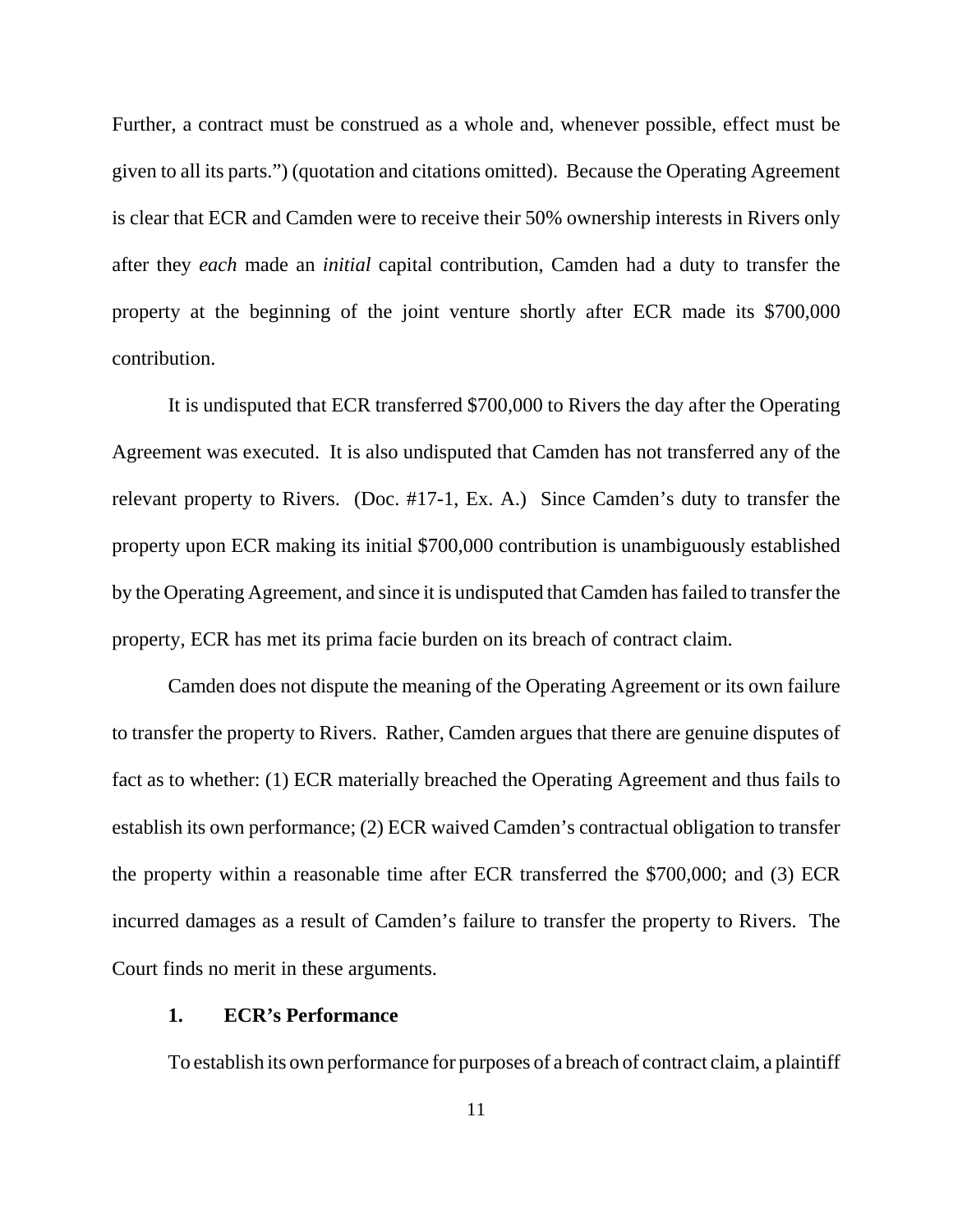Further, a contract must be construed as a whole and, whenever possible, effect must be given to all its parts.") (quotation and citations omitted). Because the Operating Agreement is clear that ECR and Camden were to receive their 50% ownership interests in Rivers only after they *each* made an *initial* capital contribution, Camden had a duty to transfer the property at the beginning of the joint venture shortly after ECR made its $700,000 contribution.

It is undisputed that ECR transferred $700,000 to Rivers the day after the Operating Agreement was executed. It is also undisputed that Camden has not transferred any of the relevant property to Rivers. (Doc. #17-1, Ex. A.) Since Camden's duty to transfer the property upon ECR making its initial $700,000 contribution is unambiguously established by the Operating Agreement, and since it is undisputed that Camden has failed to transfer the property, ECR has met its prima facie burden on its breach of contract claim.

Camden does not dispute the meaning of the Operating Agreement or its own failure to transfer the property to Rivers. Rather, Camden argues that there are genuine disputes of fact as to whether: (1) ECR materially breached the Operating Agreement and thus fails to establish its own performance; (2) ECR waived Camden's contractual obligation to transfer the property within a reasonable time after ECR transferred the $700,000; and (3) ECR incurred damages as a result of Camden's failure to transfer the property to Rivers. The Court finds no merit in these arguments.

**1. ECR's Performance**

To establish its own performance for purposes of a breach of contract claim, a plaintiff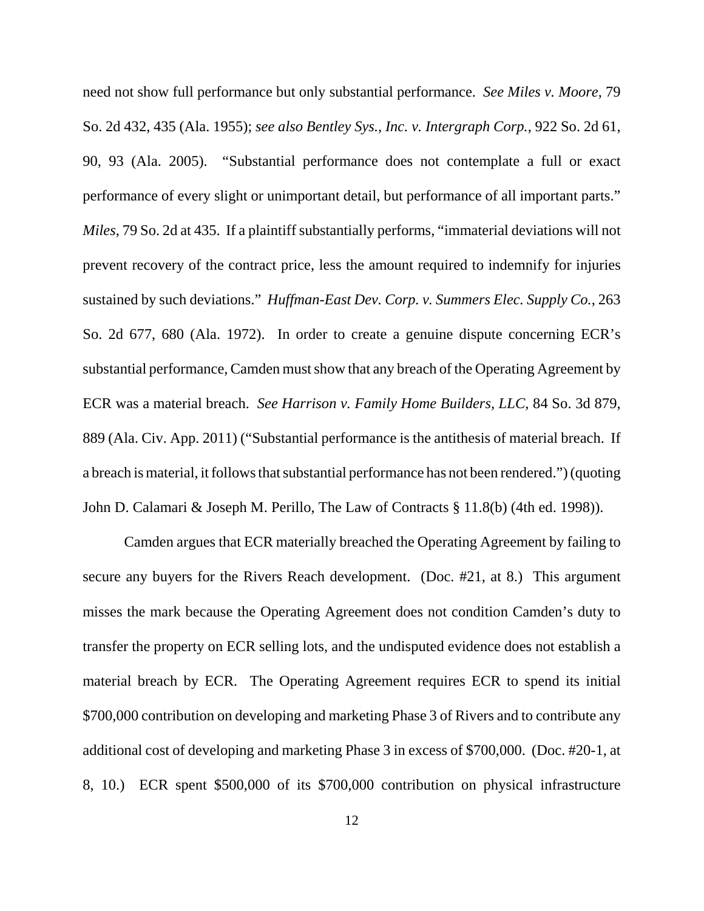need not show full performance but only substantial performance. *See Miles v. Moore*, 79 So. 2d 432, 435 (Ala. 1955); *see also Bentley Sys., Inc. v. Intergraph Corp.*, 922 So. 2d 61, 90, 93 (Ala. 2005). "Substantial performance does not contemplate a full or exact performance of every slight or unimportant detail, but performance of all important parts." *Miles*, 79 So. 2d at 435. If a plaintiff substantially performs, "immaterial deviations will not prevent recovery of the contract price, less the amount required to indemnify for injuries sustained by such deviations." *Huffman-East Dev. Corp. v. Summers Elec. Supply Co.*, 263 So. 2d 677, 680 (Ala. 1972). In order to create a genuine dispute concerning ECR's substantial performance, Camden must show that any breach of the Operating Agreement by ECR was a material breach. *See Harrison v. Family Home Builders, LLC*, 84 So. 3d 879, 889 (Ala. Civ. App. 2011) ("Substantial performance is the antithesis of material breach. If a breach is material, it follows that substantial performance has not been rendered.") (quoting John D. Calamari & Joseph M. Perillo, The Law of Contracts § 11.8(b) (4th ed. 1998)).

Camden argues that ECR materially breached the Operating Agreement by failing to secure any buyers for the Rivers Reach development. (Doc. #21, at 8.) This argument misses the mark because the Operating Agreement does not condition Camden's duty to transfer the property on ECR selling lots, and the undisputed evidence does not establish a material breach by ECR. The Operating Agreement requires ECR to spend its initial $700,000 contribution on developing and marketing Phase 3 of Rivers and to contribute any additional cost of developing and marketing Phase 3 in excess of $700,000. (Doc. #20-1, at 8, 10.) ECR spent $500,000 of its $700,000 contribution on physical infrastructure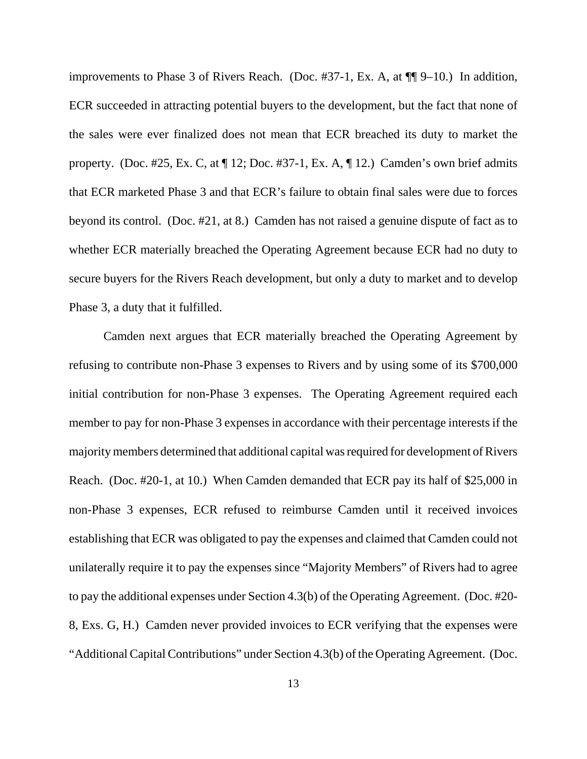improvements to Phase 3 of Rivers Reach. (Doc. #37-1, Ex. A, at ¶¶ 9–10.) In addition, ECR succeeded in attracting potential buyers to the development, but the fact that none of the sales were ever finalized does not mean that ECR breached its duty to market the property. (Doc. #25, Ex. C, at ¶ 12; Doc. #37-1, Ex. A, ¶ 12.) Camden's own brief admits that ECR marketed Phase 3 and that ECR's failure to obtain final sales were due to forces beyond its control. (Doc. #21, at 8.) Camden has not raised a genuine dispute of fact as to whether ECR materially breached the Operating Agreement because ECR had no duty to secure buyers for the Rivers Reach development, but only a duty to market and to develop Phase 3, a duty that it fulfilled.

Camden next argues that ECR materially breached the Operating Agreement by refusing to contribute non-Phase 3 expenses to Rivers and by using some of its $700,000 initial contribution for non-Phase 3 expenses. The Operating Agreement required each member to pay for non-Phase 3 expenses in accordance with their percentage interests if the majority members determined that additional capital was required for development of Rivers Reach. (Doc. #20-1, at 10.) When Camden demanded that ECR pay its half of $25,000 in non-Phase 3 expenses, ECR refused to reimburse Camden until it received invoices establishing that ECR was obligated to pay the expenses and claimed that Camden could not unilaterally require it to pay the expenses since "Majority Members" of Rivers had to agree to pay the additional expenses under Section 4.3(b) of the Operating Agreement. (Doc. #20-8, Exs. G, H.) Camden never provided invoices to ECR verifying that the expenses were "Additional Capital Contributions" under Section 4.3(b) of the Operating Agreement. (Doc.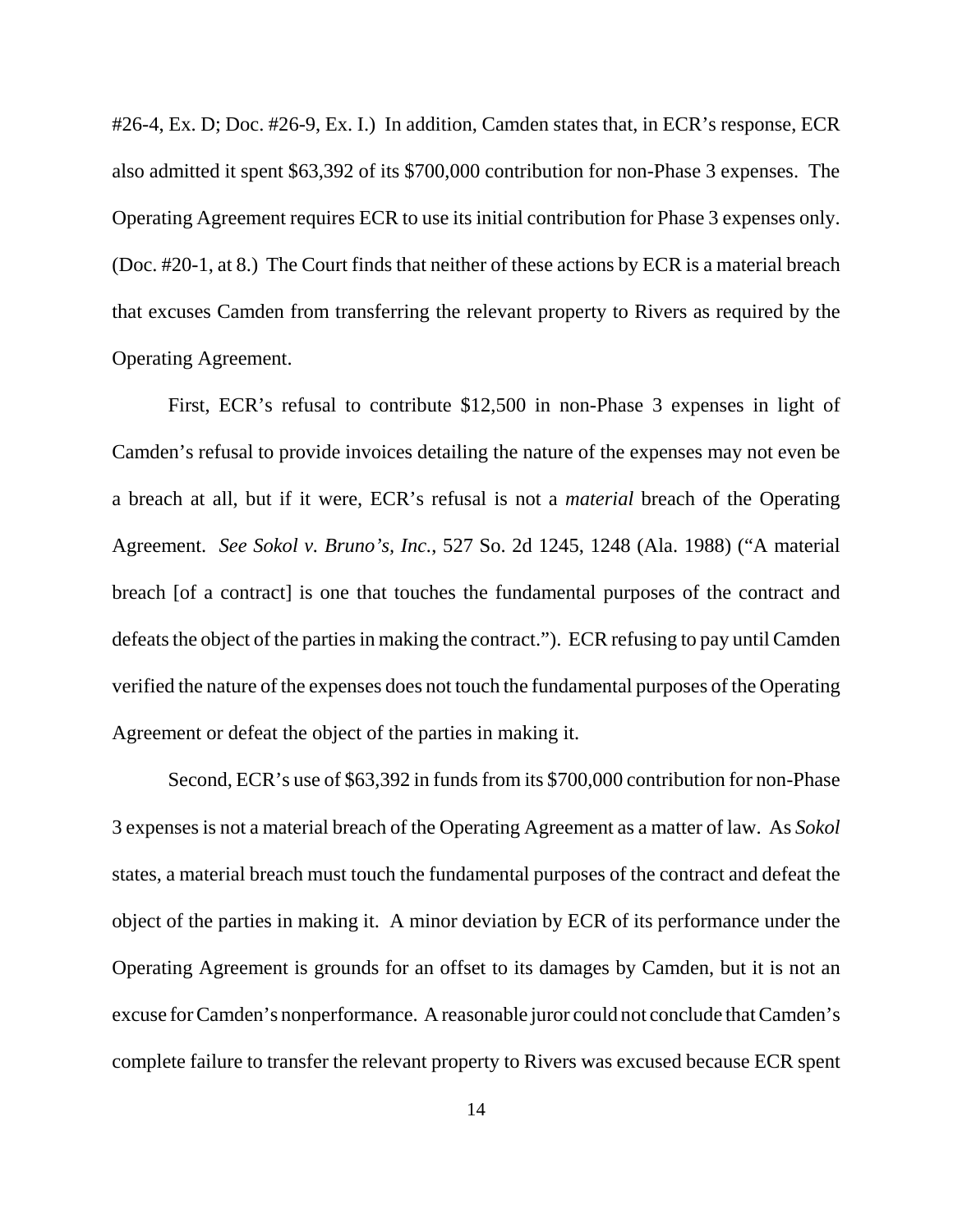#26-4, Ex. D; Doc. #26-9, Ex. I.) In addition, Camden states that, in ECR's response, ECR also admitted it spent $63,392 of its $700,000 contribution for non-Phase 3 expenses. The Operating Agreement requires ECR to use its initial contribution for Phase 3 expenses only. (Doc. #20-1, at 8.) The Court finds that neither of these actions by ECR is a material breach that excuses Camden from transferring the relevant property to Rivers as required by the Operating Agreement.

First, ECR's refusal to contribute $12,500 in non-Phase 3 expenses in light of Camden's refusal to provide invoices detailing the nature of the expenses may not even be a breach at all, but if it were, ECR's refusal is not a *material* breach of the Operating Agreement. *See Sokol v. Bruno's, Inc.*, 527 So. 2d 1245, 1248 (Ala. 1988) ("A material breach [of a contract] is one that touches the fundamental purposes of the contract and defeats the object of the parties in making the contract."). ECR refusing to pay until Camden verified the nature of the expenses does not touch the fundamental purposes of the Operating Agreement or defeat the object of the parties in making it.

Second, ECR's use of $63,392 in funds from its $700,000 contribution for non-Phase 3 expenses is not a material breach of the Operating Agreement as a matter of law. As *Sokol* states, a material breach must touch the fundamental purposes of the contract and defeat the object of the parties in making it. A minor deviation by ECR of its performance under the Operating Agreement is grounds for an offset to its damages by Camden, but it is not an excuse for Camden's nonperformance. A reasonable juror could not conclude that Camden's complete failure to transfer the relevant property to Rivers was excused because ECR spent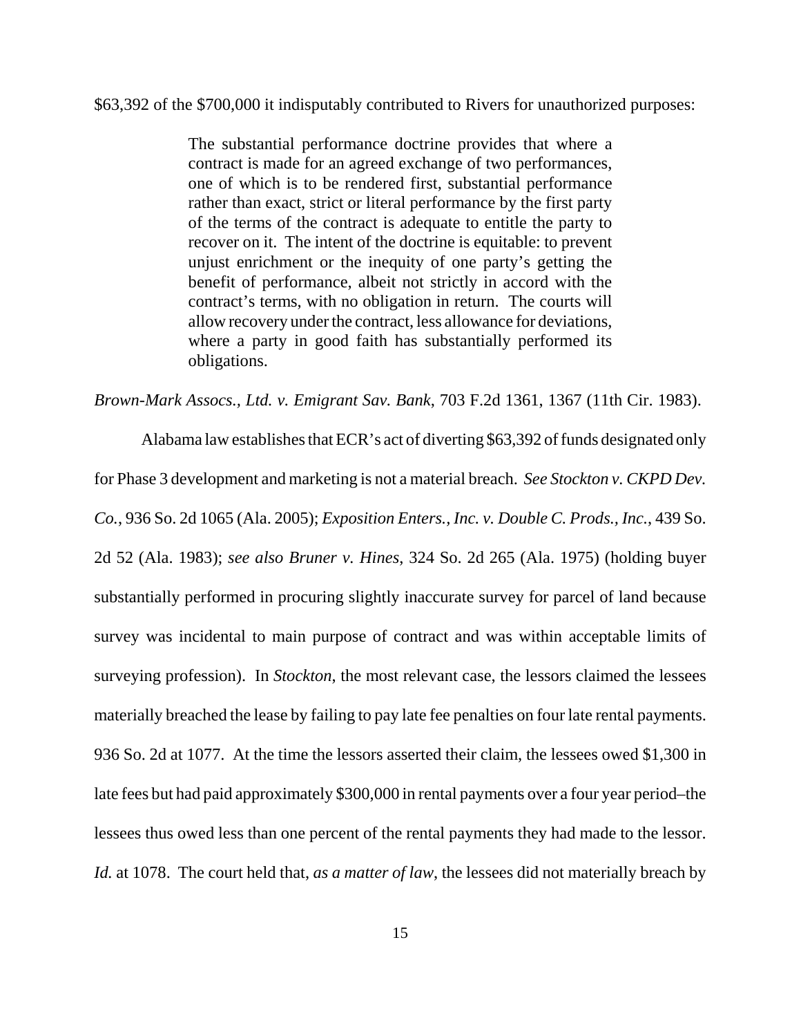$63,392 of the $700,000 it indisputably contributed to Rivers for unauthorized purposes:

> The substantial performance doctrine provides that where a contract is made for an agreed exchange of two performances, one of which is to be rendered first, substantial performance rather than exact, strict or literal performance by the first party of the terms of the contract is adequate to entitle the party to recover on it. The intent of the doctrine is equitable: to prevent unjust enrichment or the inequity of one party's getting the benefit of performance, albeit not strictly in accord with the contract's terms, with no obligation in return. The courts will allow recovery under the contract, less allowance for deviations, where a party in good faith has substantially performed its obligations.

*Brown-Mark Assocs., Ltd. v. Emigrant Sav. Bank*, 703 F.2d 1361, 1367 (11th Cir. 1983).

Alabama law establishes that ECR's act of diverting $63,392 of funds designated only for Phase 3 development and marketing is not a material breach. *See Stockton v. CKPD Dev. Co.*, 936 So. 2d 1065 (Ala. 2005); *Exposition Enters., Inc. v. Double C. Prods., Inc.*, 439 So. 2d 52 (Ala. 1983); *see also Bruner v. Hines*, 324 So. 2d 265 (Ala. 1975) (holding buyer substantially performed in procuring slightly inaccurate survey for parcel of land because survey was incidental to main purpose of contract and was within acceptable limits of surveying profession). In *Stockton*, the most relevant case, the lessors claimed the lessees materially breached the lease by failing to pay late fee penalties on four late rental payments. 936 So. 2d at 1077. At the time the lessors asserted their claim, the lessees owed $1,300 in late fees but had paid approximately $300,000 in rental payments over a four year period–the lessees thus owed less than one percent of the rental payments they had made to the lessor. *Id.* at 1078. The court held that, *as a matter of law*, the lessees did not materially breach by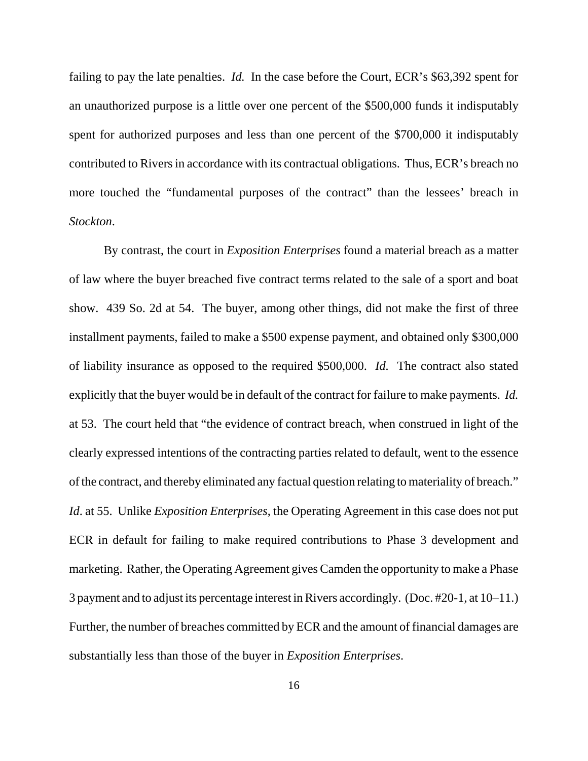failing to pay the late penalties. *Id.* In the case before the Court, ECR's $63,392 spent for an unauthorized purpose is a little over one percent of the $500,000 funds it indisputably spent for authorized purposes and less than one percent of the $700,000 it indisputably contributed to Rivers in accordance with its contractual obligations. Thus, ECR's breach no more touched the "fundamental purposes of the contract" than the lessees' breach in *Stockton*.

By contrast, the court in *Exposition Enterprises* found a material breach as a matter of law where the buyer breached five contract terms related to the sale of a sport and boat show. 439 So. 2d at 54. The buyer, among other things, did not make the first of three installment payments, failed to make a $500 expense payment, and obtained only $300,000 of liability insurance as opposed to the required $500,000. *Id.* The contract also stated explicitly that the buyer would be in default of the contract for failure to make payments. *Id.* at 53. The court held that "the evidence of contract breach, when construed in light of the clearly expressed intentions of the contracting parties related to default, went to the essence of the contract, and thereby eliminated any factual question relating to materiality of breach." *Id*. at 55. Unlike *Exposition Enterprises*, the Operating Agreement in this case does not put ECR in default for failing to make required contributions to Phase 3 development and marketing. Rather, the Operating Agreement gives Camden the opportunity to make a Phase 3 payment and to adjust its percentage interest in Rivers accordingly. (Doc. #20-1, at 10–11.) Further, the number of breaches committed by ECR and the amount of financial damages are substantially less than those of the buyer in *Exposition Enterprises*.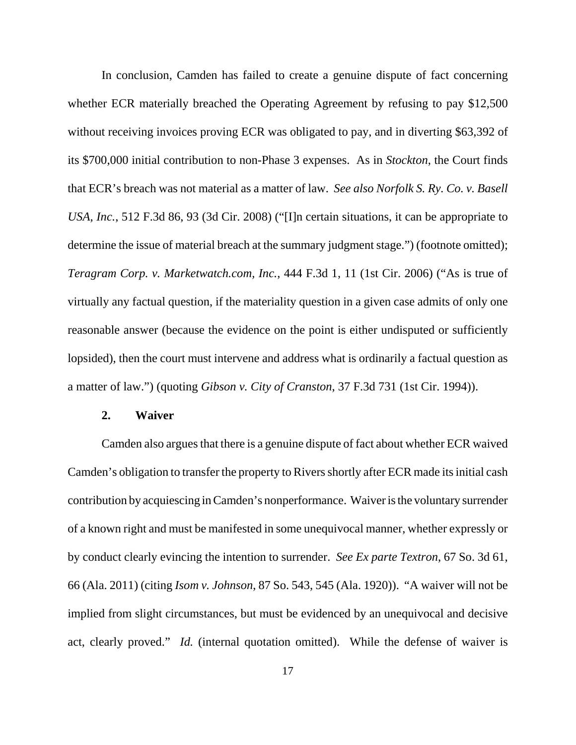In conclusion, Camden has failed to create a genuine dispute of fact concerning whether ECR materially breached the Operating Agreement by refusing to pay $12,500 without receiving invoices proving ECR was obligated to pay, and in diverting $63,392 of its $700,000 initial contribution to non-Phase 3 expenses. As in *Stockton*, the Court finds that ECR's breach was not material as a matter of law. *See also Norfolk S. Ry. Co. v. Basell USA, Inc.*, 512 F.3d 86, 93 (3d Cir. 2008) ("[I]n certain situations, it can be appropriate to determine the issue of material breach at the summary judgment stage.") (footnote omitted); *Teragram Corp. v. Marketwatch.com, Inc.*, 444 F.3d 1, 11 (1st Cir. 2006) ("As is true of virtually any factual question, if the materiality question in a given case admits of only one reasonable answer (because the evidence on the point is either undisputed or sufficiently lopsided), then the court must intervene and address what is ordinarily a factual question as a matter of law.") (quoting *Gibson v. City of Cranston*, 37 F.3d 731 (1st Cir. 1994)).

### 2. Waiver

Camden also argues that there is a genuine dispute of fact about whether ECR waived Camden's obligation to transfer the property to Rivers shortly after ECR made its initial cash contribution by acquiescing in Camden's nonperformance. Waiver is the voluntary surrender of a known right and must be manifested in some unequivocal manner, whether expressly or by conduct clearly evincing the intention to surrender. *See Ex parte Textron*, 67 So. 3d 61, 66 (Ala. 2011) (citing *Isom v. Johnson*, 87 So. 543, 545 (Ala. 1920)). "A waiver will not be implied from slight circumstances, but must be evidenced by an unequivocal and decisive act, clearly proved." *Id.* (internal quotation omitted). While the defense of waiver is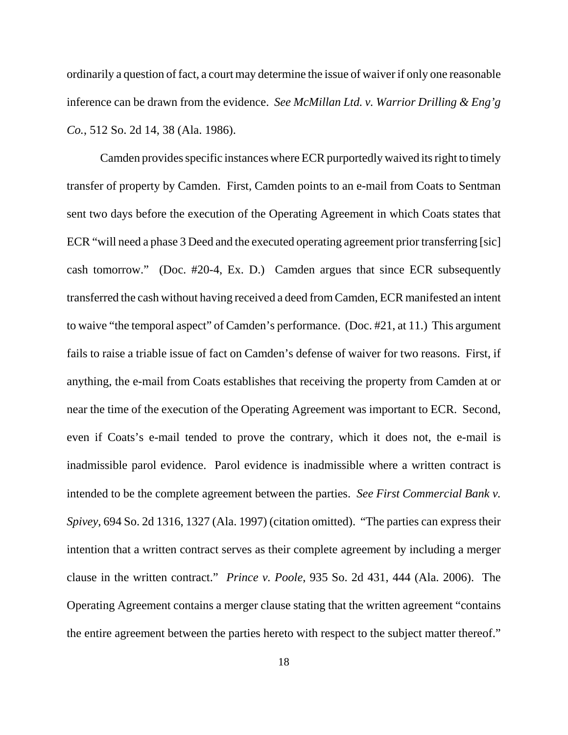ordinarily a question of fact, a court may determine the issue of waiver if only one reasonable inference can be drawn from the evidence. *See McMillan Ltd. v. Warrior Drilling & Eng'g Co.*, 512 So. 2d 14, 38 (Ala. 1986).

Camden provides specific instances where ECR purportedly waived its right to timely transfer of property by Camden. First, Camden points to an e-mail from Coats to Sentman sent two days before the execution of the Operating Agreement in which Coats states that ECR "will need a phase 3 Deed and the executed operating agreement prior transferring [sic] cash tomorrow." (Doc. #20-4, Ex. D.) Camden argues that since ECR subsequently transferred the cash without having received a deed from Camden, ECR manifested an intent to waive "the temporal aspect" of Camden's performance. (Doc. #21, at 11.) This argument fails to raise a triable issue of fact on Camden's defense of waiver for two reasons. First, if anything, the e-mail from Coats establishes that receiving the property from Camden at or near the time of the execution of the Operating Agreement was important to ECR. Second, even if Coats's e-mail tended to prove the contrary, which it does not, the e-mail is inadmissible parol evidence. Parol evidence is inadmissible where a written contract is intended to be the complete agreement between the parties. *See First Commercial Bank v. Spivey*, 694 So. 2d 1316, 1327 (Ala. 1997) (citation omitted). "The parties can express their intention that a written contract serves as their complete agreement by including a merger clause in the written contract." *Prince v. Poole*, 935 So. 2d 431, 444 (Ala. 2006). The Operating Agreement contains a merger clause stating that the written agreement "contains the entire agreement between the parties hereto with respect to the subject matter thereof."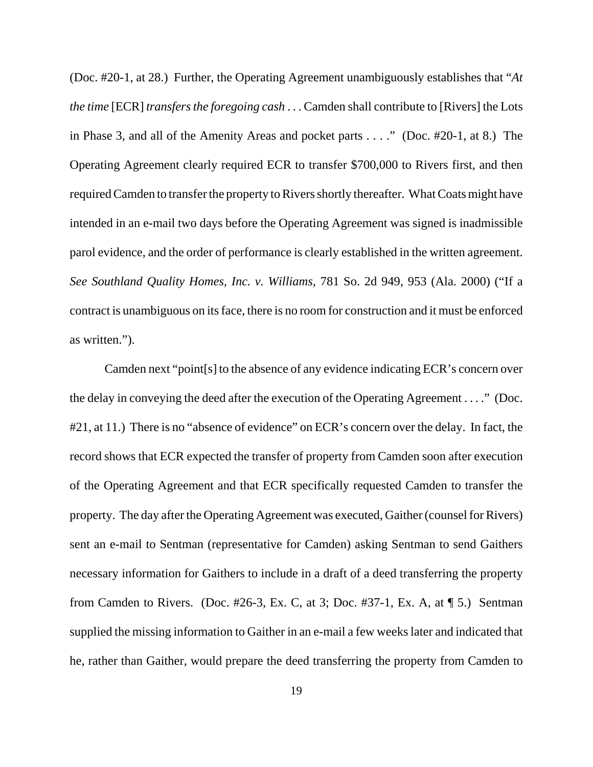(Doc. #20-1, at 28.) Further, the Operating Agreement unambiguously establishes that "*At the time* [ECR] *transfers the foregoing cash* . . . Camden shall contribute to [Rivers] the Lots in Phase 3, and all of the Amenity Areas and pocket parts . . . ." (Doc. #20-1, at 8.) The Operating Agreement clearly required ECR to transfer $700,000 to Rivers first, and then required Camden to transfer the property to Rivers shortly thereafter. What Coats might have intended in an e-mail two days before the Operating Agreement was signed is inadmissible parol evidence, and the order of performance is clearly established in the written agreement. *See Southland Quality Homes, Inc. v. Williams*, 781 So. 2d 949, 953 (Ala. 2000) ("If a contract is unambiguous on its face, there is no room for construction and it must be enforced as written.").

Camden next "point[s] to the absence of any evidence indicating ECR's concern over the delay in conveying the deed after the execution of the Operating Agreement . . . ." (Doc. #21, at 11.) There is no "absence of evidence" on ECR's concern over the delay. In fact, the record shows that ECR expected the transfer of property from Camden soon after execution of the Operating Agreement and that ECR specifically requested Camden to transfer the property. The day after the Operating Agreement was executed, Gaither (counsel for Rivers) sent an e-mail to Sentman (representative for Camden) asking Sentman to send Gaithers necessary information for Gaithers to include in a draft of a deed transferring the property from Camden to Rivers. (Doc. #26-3, Ex. C, at 3; Doc. #37-1, Ex. A, at ¶ 5.) Sentman supplied the missing information to Gaither in an e-mail a few weeks later and indicated that he, rather than Gaither, would prepare the deed transferring the property from Camden to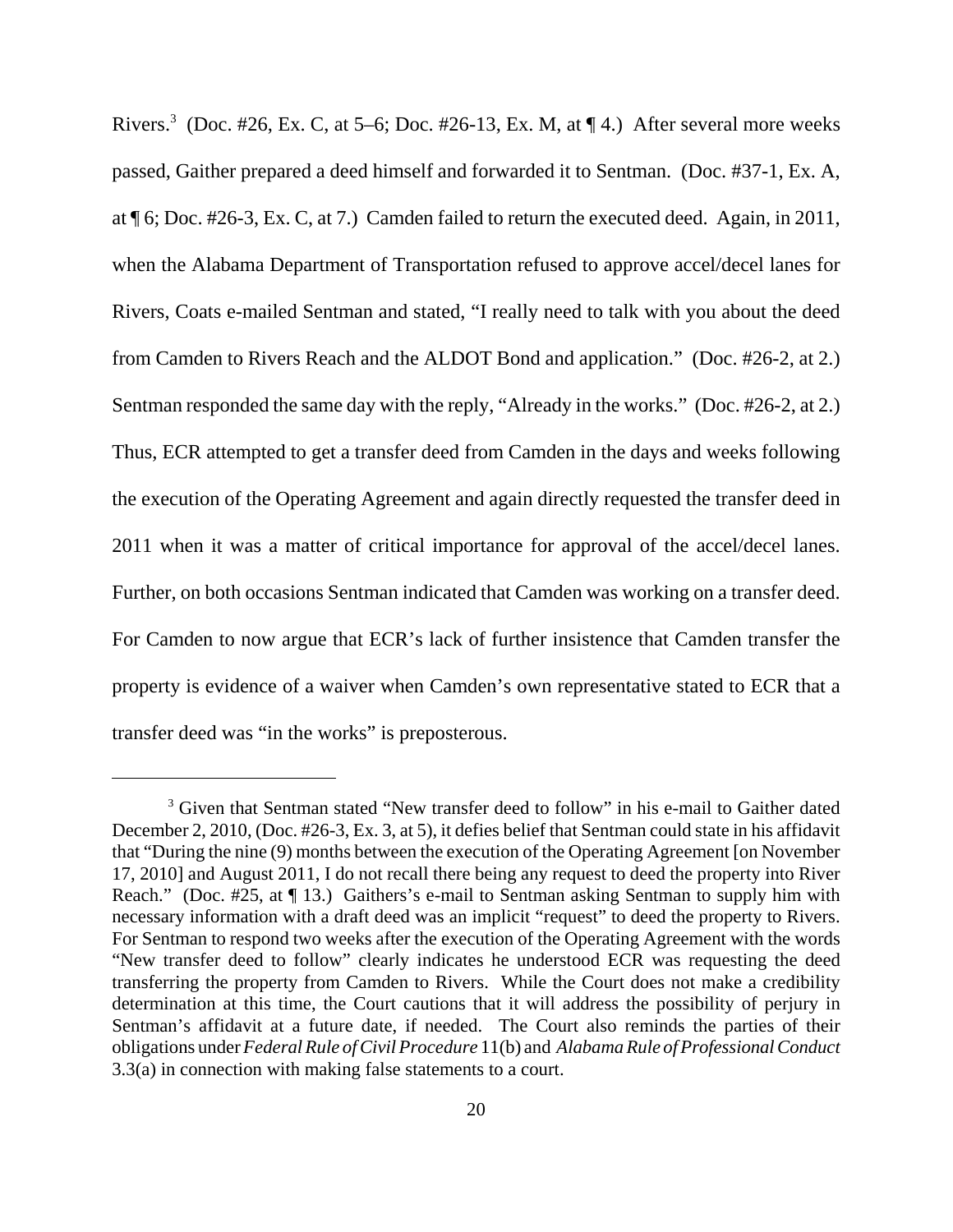Rivers.[3] (Doc. #26, Ex. C, at 5–6; Doc. #26-13, Ex. M, at ¶ 4.) After several more weeks passed, Gaither prepared a deed himself and forwarded it to Sentman. (Doc. #37-1, Ex. A, at ¶ 6; Doc. #26-3, Ex. C, at 7.) Camden failed to return the executed deed. Again, in 2011, when the Alabama Department of Transportation refused to approve accel/decel lanes for Rivers, Coats e-mailed Sentman and stated, "I really need to talk with you about the deed from Camden to Rivers Reach and the ALDOT Bond and application." (Doc. #26-2, at 2.) Sentman responded the same day with the reply, "Already in the works." (Doc. #26-2, at 2.) Thus, ECR attempted to get a transfer deed from Camden in the days and weeks following the execution of the Operating Agreement and again directly requested the transfer deed in 2011 when it was a matter of critical importance for approval of the accel/decel lanes. Further, on both occasions Sentman indicated that Camden was working on a transfer deed. For Camden to now argue that ECR's lack of further insistence that Camden transfer the property is evidence of a waiver when Camden's own representative stated to ECR that a transfer deed was "in the works" is preposterous.

---

[3] Given that Sentman stated "New transfer deed to follow" in his e-mail to Gaither dated December 2, 2010, (Doc. #26-3, Ex. 3, at 5), it defies belief that Sentman could state in his affidavit that "During the nine (9) months between the execution of the Operating Agreement [on November 17, 2010] and August 2011, I do not recall there being any request to deed the property into River Reach." (Doc. #25, at ¶ 13.) Gaithers's e-mail to Sentman asking Sentman to supply him with necessary information with a draft deed was an implicit "request" to deed the property to Rivers. For Sentman to respond two weeks after the execution of the Operating Agreement with the words "New transfer deed to follow" clearly indicates he understood ECR was requesting the deed transferring the property from Camden to Rivers. While the Court does not make a credibility determination at this time, the Court cautions that it will address the possibility of perjury in Sentman's affidavit at a future date, if needed. The Court also reminds the parties of their obligations under *Federal Rule of Civil Procedure* 11(b) and *Alabama Rule of Professional Conduct* 3.3(a) in connection with making false statements to a court.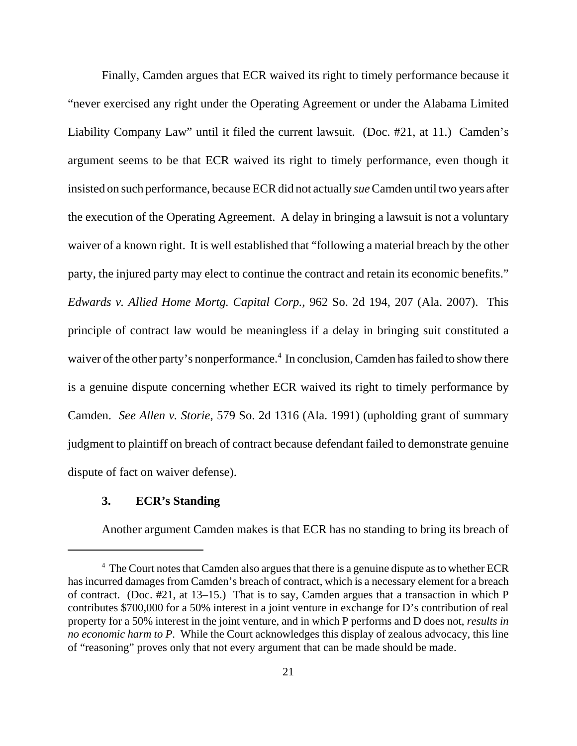Finally, Camden argues that ECR waived its right to timely performance because it "never exercised any right under the Operating Agreement or under the Alabama Limited Liability Company Law" until it filed the current lawsuit. (Doc. #21, at 11.) Camden's argument seems to be that ECR waived its right to timely performance, even though it insisted on such performance, because ECR did not actually *sue* Camden until two years after the execution of the Operating Agreement. A delay in bringing a lawsuit is not a voluntary waiver of a known right. It is well established that "following a material breach by the other party, the injured party may elect to continue the contract and retain its economic benefits." *Edwards v. Allied Home Mortg. Capital Corp.*, 962 So. 2d 194, 207 (Ala. 2007). This principle of contract law would be meaningless if a delay in bringing suit constituted a waiver of the other party's nonperformance.[4] In conclusion, Camden has failed to show there is a genuine dispute concerning whether ECR waived its right to timely performance by Camden. *See Allen v. Storie*, 579 So. 2d 1316 (Ala. 1991) (upholding grant of summary judgment to plaintiff on breach of contract because defendant failed to demonstrate genuine dispute of fact on waiver defense).

### 3. ECR's Standing

Another argument Camden makes is that ECR has no standing to bring its breach of

---

[4] The Court notes that Camden also argues that there is a genuine dispute as to whether ECR has incurred damages from Camden's breach of contract, which is a necessary element for a breach of contract. (Doc. #21, at 13–15.) That is to say, Camden argues that a transaction in which P contributes $700,000 for a 50% interest in a joint venture in exchange for D's contribution of real property for a 50% interest in the joint venture, and in which P performs and D does not, *results in no economic harm to P*. While the Court acknowledges this display of zealous advocacy, this line of "reasoning" proves only that not every argument that can be made should be made.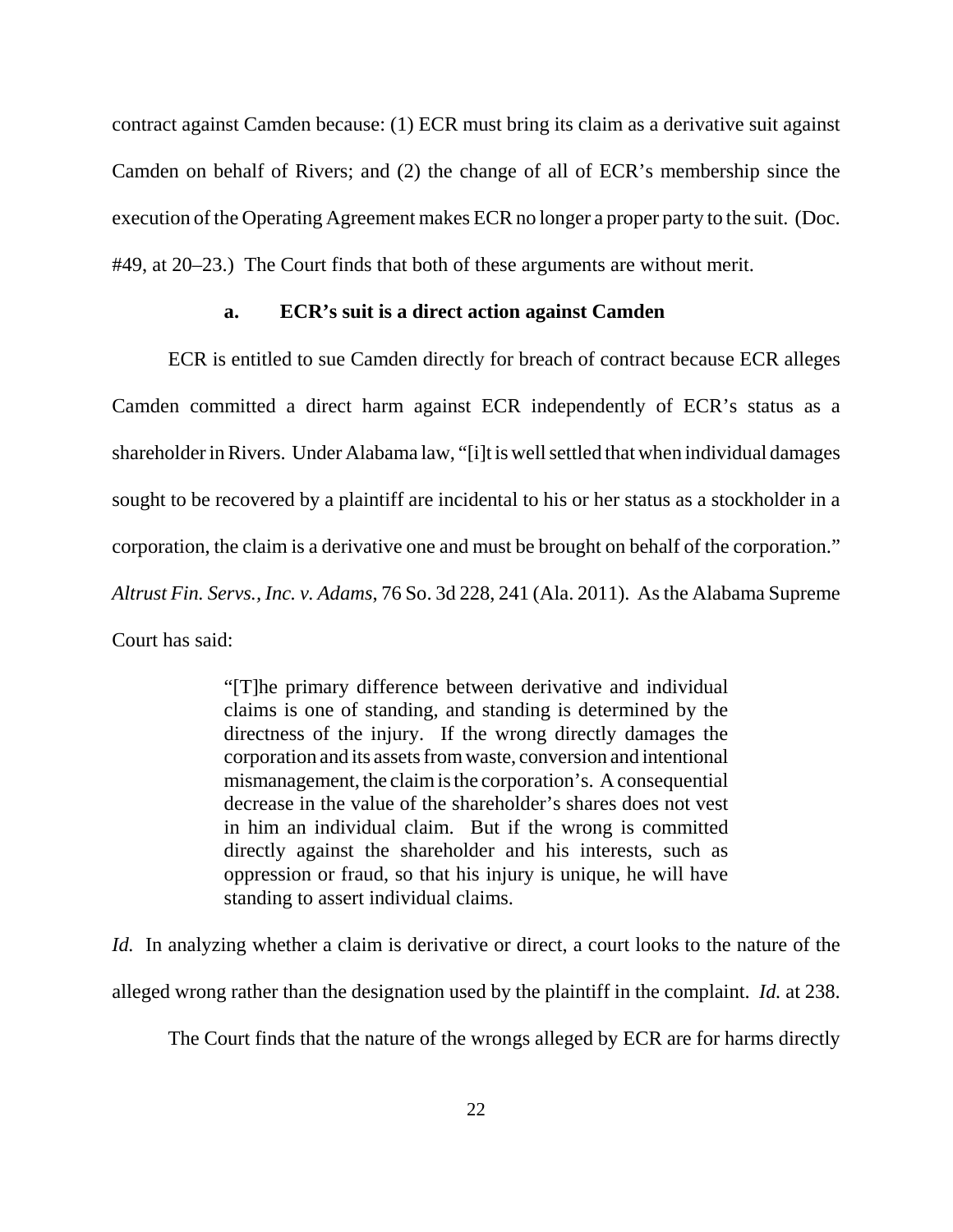contract against Camden because: (1) ECR must bring its claim as a derivative suit against Camden on behalf of Rivers; and (2) the change of all of ECR's membership since the execution of the Operating Agreement makes ECR no longer a proper party to the suit. (Doc. #49, at 20–23.) The Court finds that both of these arguments are without merit.

### a. ECR's suit is a direct action against Camden

ECR is entitled to sue Camden directly for breach of contract because ECR alleges Camden committed a direct harm against ECR independently of ECR's status as a shareholder in Rivers. Under Alabama law, "[i]t is well settled that when individual damages sought to be recovered by a plaintiff are incidental to his or her status as a stockholder in a corporation, the claim is a derivative one and must be brought on behalf of the corporation." *Altrust Fin. Servs., Inc. v. Adams*, 76 So. 3d 228, 241 (Ala. 2011). As the Alabama Supreme Court has said:

> "[T]he primary difference between derivative and individual claims is one of standing, and standing is determined by the directness of the injury. If the wrong directly damages the corporation and its assets from waste, conversion and intentional mismanagement, the claim is the corporation's. A consequential decrease in the value of the shareholder's shares does not vest in him an individual claim. But if the wrong is committed directly against the shareholder and his interests, such as oppression or fraud, so that his injury is unique, he will have standing to assert individual claims.

*Id.* In analyzing whether a claim is derivative or direct, a court looks to the nature of the alleged wrong rather than the designation used by the plaintiff in the complaint. *Id.* at 238.

The Court finds that the nature of the wrongs alleged by ECR are for harms directly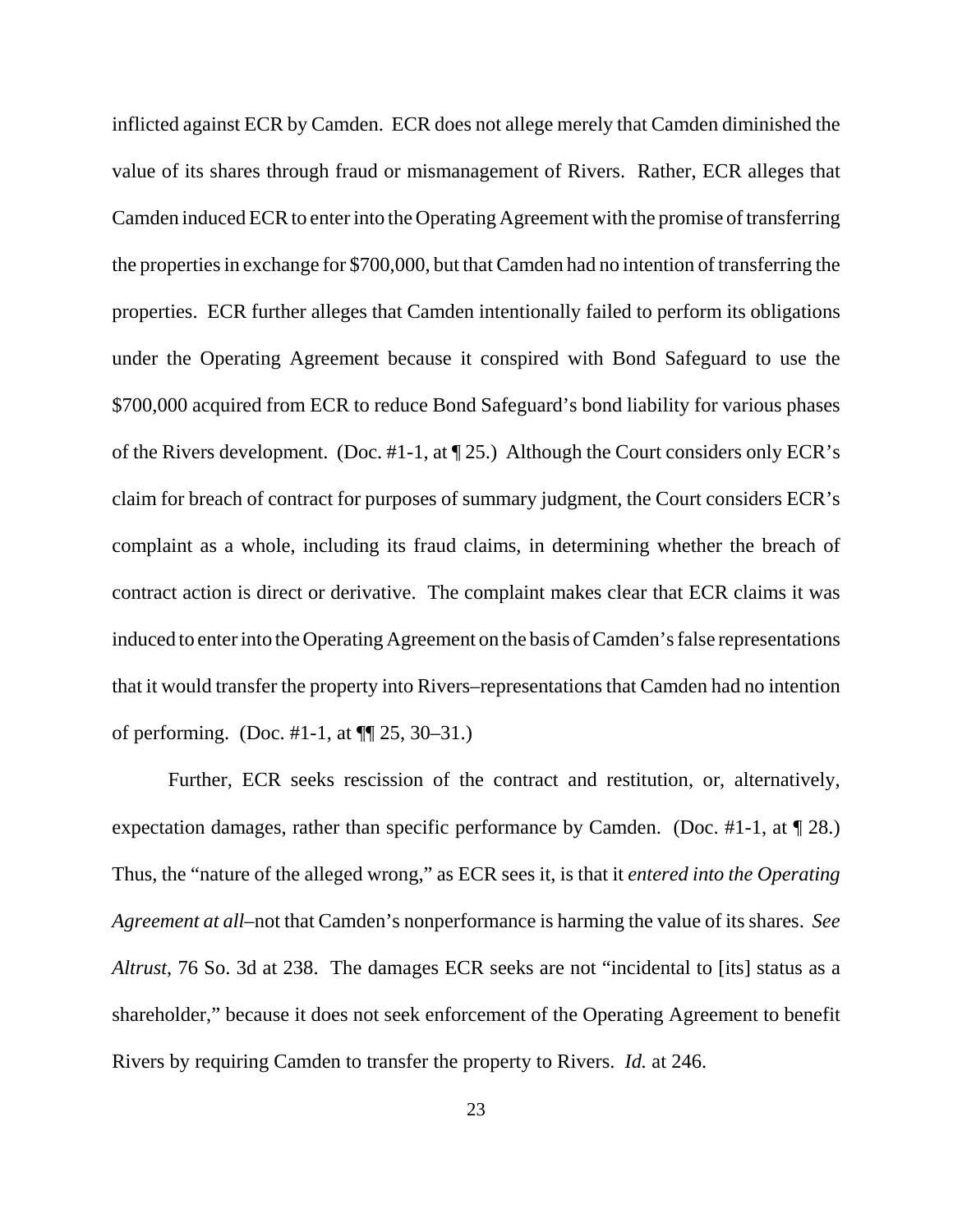inflicted against ECR by Camden. ECR does not allege merely that Camden diminished the value of its shares through fraud or mismanagement of Rivers. Rather, ECR alleges that Camden induced ECR to enter into the Operating Agreement with the promise of transferring the properties in exchange for $700,000, but that Camden had no intention of transferring the properties. ECR further alleges that Camden intentionally failed to perform its obligations under the Operating Agreement because it conspired with Bond Safeguard to use the $700,000 acquired from ECR to reduce Bond Safeguard's bond liability for various phases of the Rivers development. (Doc. #1-1, at ¶ 25.) Although the Court considers only ECR's claim for breach of contract for purposes of summary judgment, the Court considers ECR's complaint as a whole, including its fraud claims, in determining whether the breach of contract action is direct or derivative. The complaint makes clear that ECR claims it was induced to enter into the Operating Agreement on the basis of Camden's false representations that it would transfer the property into Rivers–representations that Camden had no intention of performing. (Doc. #1-1, at ¶¶ 25, 30–31.)

Further, ECR seeks rescission of the contract and restitution, or, alternatively, expectation damages, rather than specific performance by Camden. (Doc. #1-1, at ¶ 28.) Thus, the "nature of the alleged wrong," as ECR sees it, is that it *entered into the Operating Agreement at all*–not that Camden's nonperformance is harming the value of its shares. *See Altrust*, 76 So. 3d at 238. The damages ECR seeks are not "incidental to [its] status as a shareholder," because it does not seek enforcement of the Operating Agreement to benefit Rivers by requiring Camden to transfer the property to Rivers. *Id.* at 246.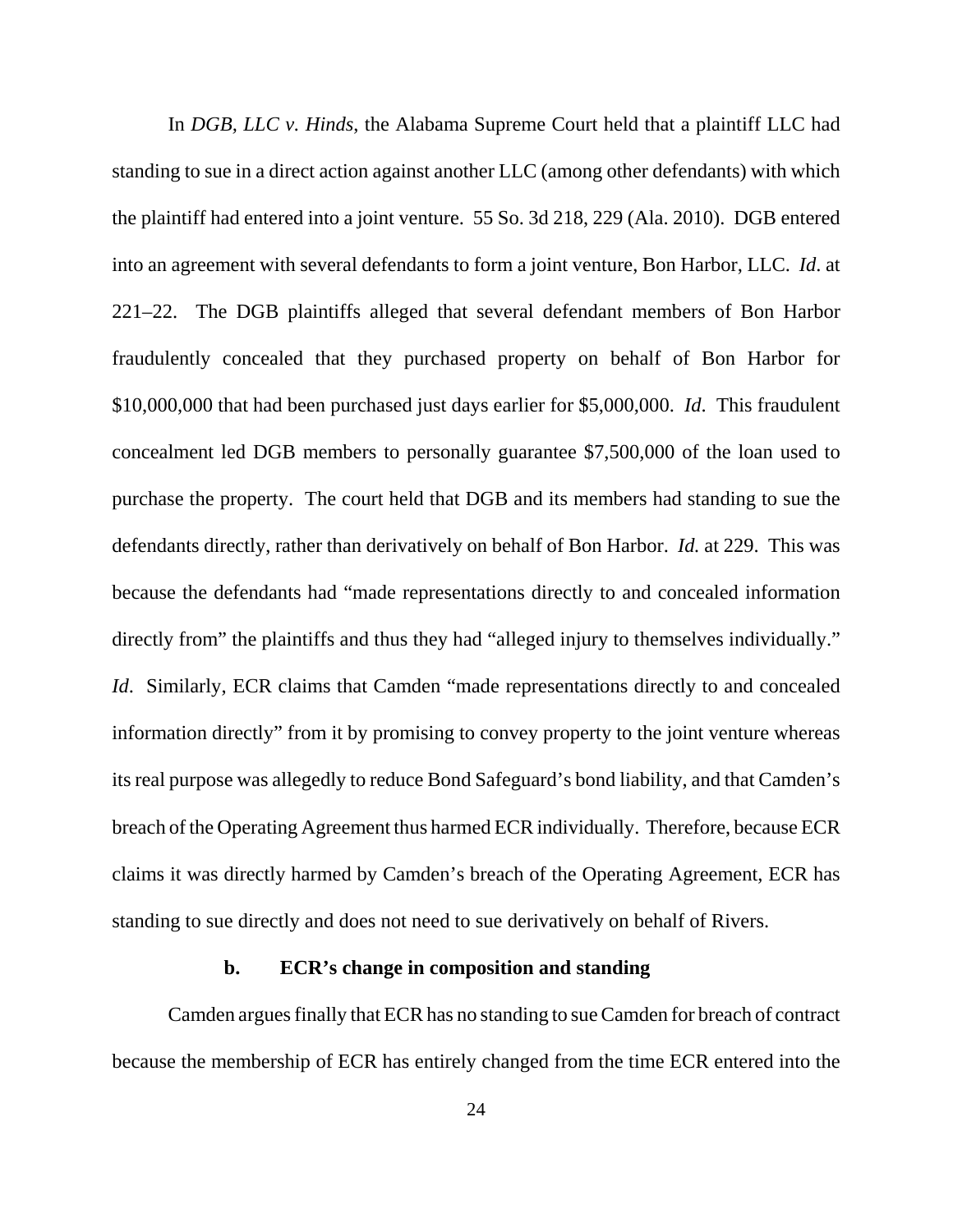In *DGB, LLC v. Hinds*, the Alabama Supreme Court held that a plaintiff LLC had standing to sue in a direct action against another LLC (among other defendants) with which the plaintiff had entered into a joint venture. 55 So. 3d 218, 229 (Ala. 2010). DGB entered into an agreement with several defendants to form a joint venture, Bon Harbor, LLC. *Id*. at 221–22. The DGB plaintiffs alleged that several defendant members of Bon Harbor fraudulently concealed that they purchased property on behalf of Bon Harbor for $10,000,000 that had been purchased just days earlier for $5,000,000. *Id*. This fraudulent concealment led DGB members to personally guarantee $7,500,000 of the loan used to purchase the property. The court held that DGB and its members had standing to sue the defendants directly, rather than derivatively on behalf of Bon Harbor. *Id.* at 229. This was because the defendants had "made representations directly to and concealed information directly from" the plaintiffs and thus they had "alleged injury to themselves individually." *Id*. Similarly, ECR claims that Camden "made representations directly to and concealed information directly" from it by promising to convey property to the joint venture whereas its real purpose was allegedly to reduce Bond Safeguard's bond liability, and that Camden's breach of the Operating Agreement thus harmed ECR individually. Therefore, because ECR claims it was directly harmed by Camden's breach of the Operating Agreement, ECR has standing to sue directly and does not need to sue derivatively on behalf of Rivers.

**b. ECR's change in composition and standing**

Camden argues finally that ECR has no standing to sue Camden for breach of contract because the membership of ECR has entirely changed from the time ECR entered into the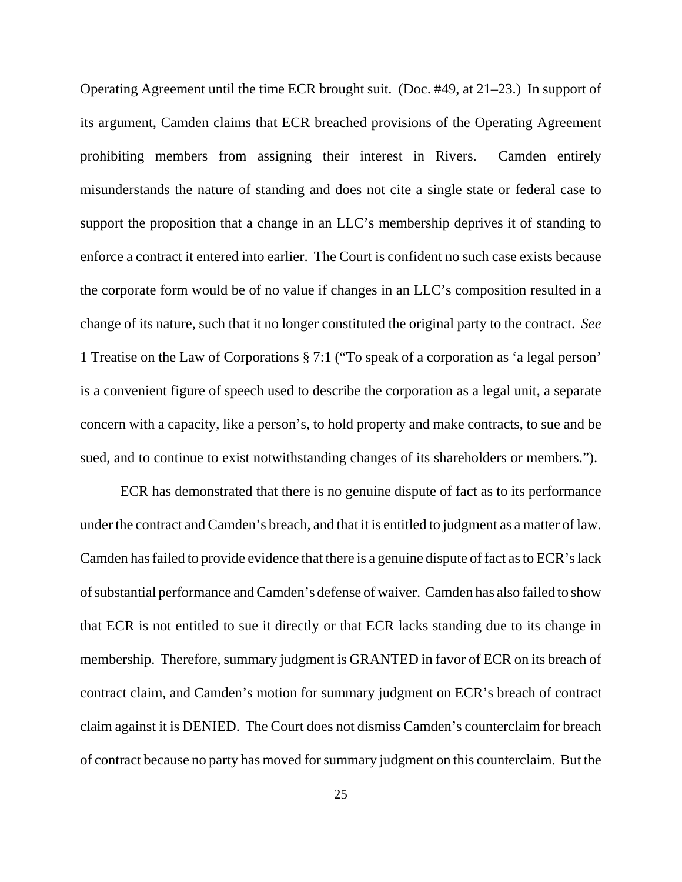Operating Agreement until the time ECR brought suit. (Doc. #49, at 21–23.) In support of its argument, Camden claims that ECR breached provisions of the Operating Agreement prohibiting members from assigning their interest in Rivers. Camden entirely misunderstands the nature of standing and does not cite a single state or federal case to support the proposition that a change in an LLC's membership deprives it of standing to enforce a contract it entered into earlier. The Court is confident no such case exists because the corporate form would be of no value if changes in an LLC's composition resulted in a change of its nature, such that it no longer constituted the original party to the contract. *See* 1 Treatise on the Law of Corporations § 7:1 ("To speak of a corporation as 'a legal person' is a convenient figure of speech used to describe the corporation as a legal unit, a separate concern with a capacity, like a person's, to hold property and make contracts, to sue and be sued, and to continue to exist notwithstanding changes of its shareholders or members.").

ECR has demonstrated that there is no genuine dispute of fact as to its performance under the contract and Camden's breach, and that it is entitled to judgment as a matter of law. Camden has failed to provide evidence that there is a genuine dispute of fact as to ECR's lack of substantial performance and Camden's defense of waiver. Camden has also failed to show that ECR is not entitled to sue it directly or that ECR lacks standing due to its change in membership. Therefore, summary judgment is GRANTED in favor of ECR on its breach of contract claim, and Camden's motion for summary judgment on ECR's breach of contract claim against it is DENIED. The Court does not dismiss Camden's counterclaim for breach of contract because no party has moved for summary judgment on this counterclaim. But the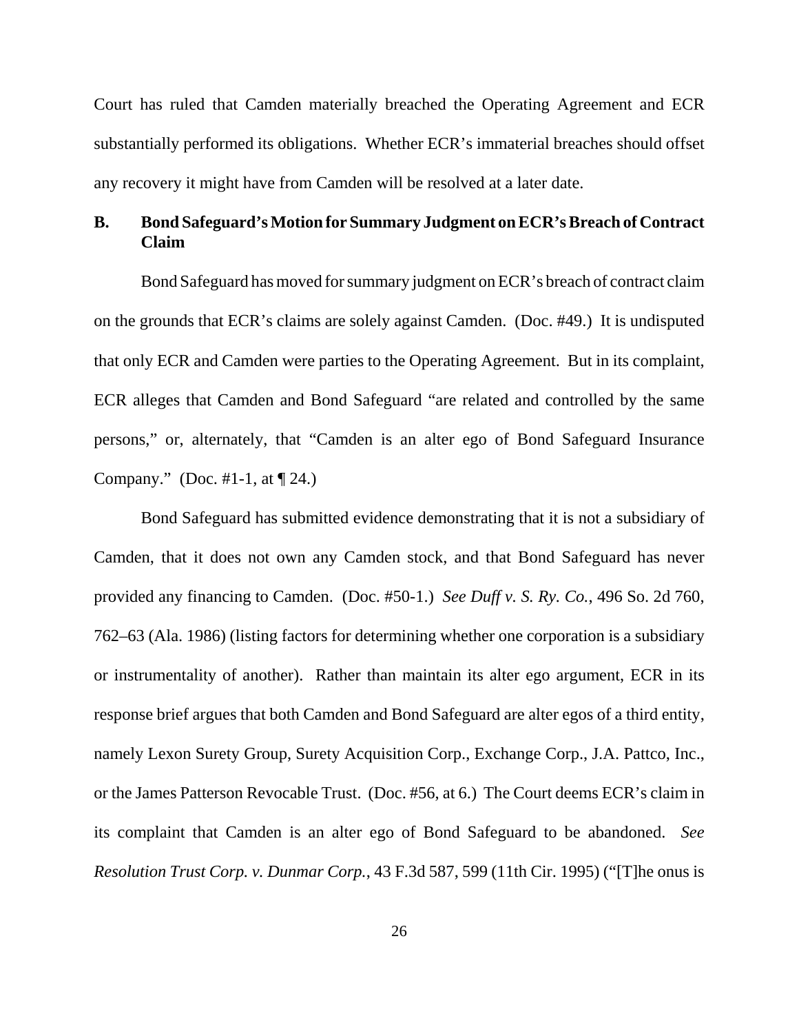Court has ruled that Camden materially breached the Operating Agreement and ECR substantially performed its obligations. Whether ECR's immaterial breaches should offset any recovery it might have from Camden will be resolved at a later date.

### B. Bond Safeguard's Motion for Summary Judgment on ECR's Breach of Contract Claim

Bond Safeguard has moved for summary judgment on ECR's breach of contract claim on the grounds that ECR's claims are solely against Camden. (Doc. #49.) It is undisputed that only ECR and Camden were parties to the Operating Agreement. But in its complaint, ECR alleges that Camden and Bond Safeguard "are related and controlled by the same persons," or, alternately, that "Camden is an alter ego of Bond Safeguard Insurance Company." (Doc. #1-1, at ¶ 24.)

Bond Safeguard has submitted evidence demonstrating that it is not a subsidiary of Camden, that it does not own any Camden stock, and that Bond Safeguard has never provided any financing to Camden. (Doc. #50-1.) *See Duff v. S. Ry. Co.*, 496 So. 2d 760, 762–63 (Ala. 1986) (listing factors for determining whether one corporation is a subsidiary or instrumentality of another). Rather than maintain its alter ego argument, ECR in its response brief argues that both Camden and Bond Safeguard are alter egos of a third entity, namely Lexon Surety Group, Surety Acquisition Corp., Exchange Corp., J.A. Pattco, Inc., or the James Patterson Revocable Trust. (Doc. #56, at 6.) The Court deems ECR's claim in its complaint that Camden is an alter ego of Bond Safeguard to be abandoned. *See Resolution Trust Corp. v. Dunmar Corp.*, 43 F.3d 587, 599 (11th Cir. 1995) ("[T]he onus is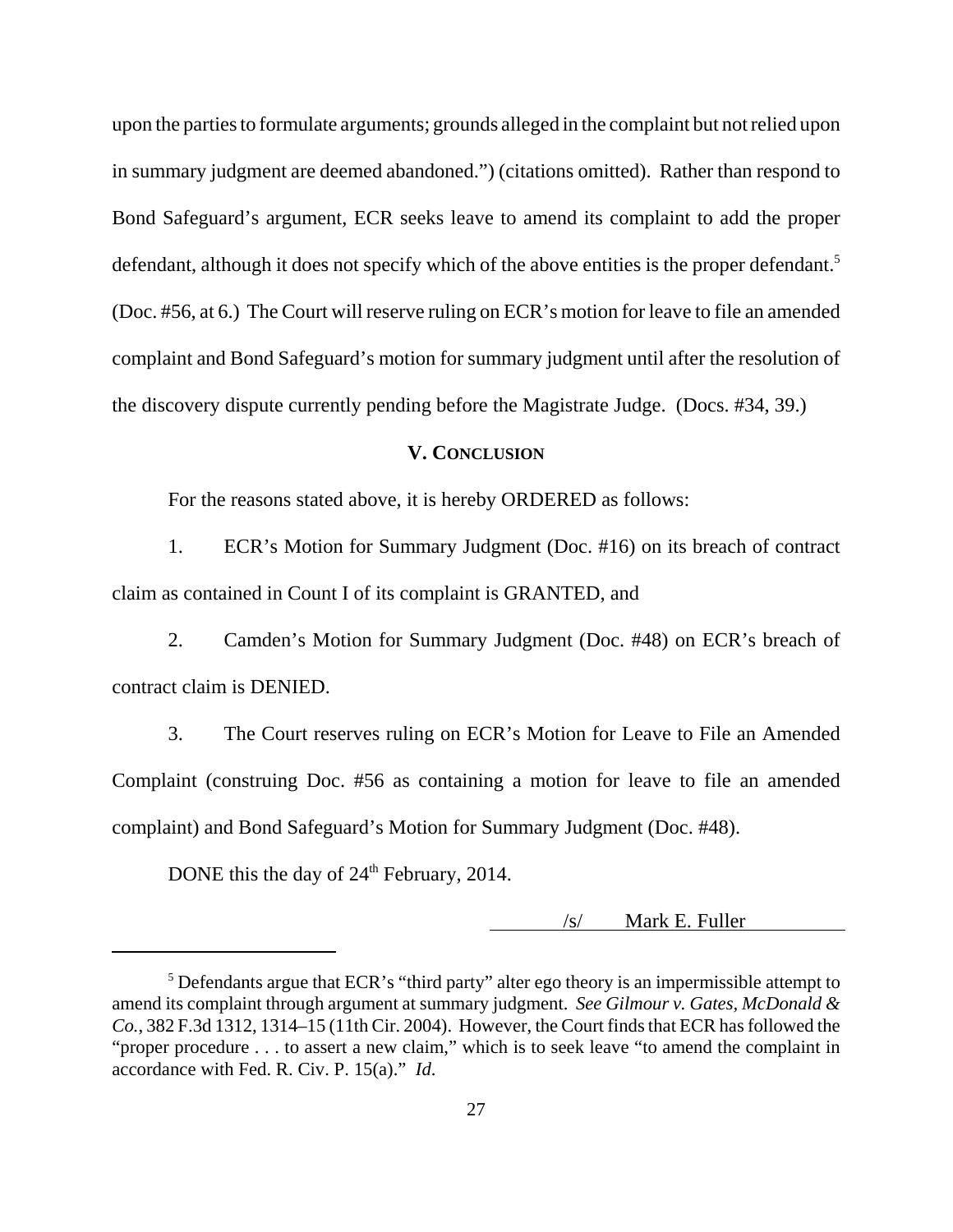upon the parties to formulate arguments; grounds alleged in the complaint but not relied upon in summary judgment are deemed abandoned.") (citations omitted). Rather than respond to Bond Safeguard's argument, ECR seeks leave to amend its complaint to add the proper defendant, although it does not specify which of the above entities is the proper defendant.[5] (Doc. #56, at 6.) The Court will reserve ruling on ECR's motion for leave to file an amended complaint and Bond Safeguard's motion for summary judgment until after the resolution of the discovery dispute currently pending before the Magistrate Judge. (Docs. #34, 39.)

## V. CONCLUSION

For the reasons stated above, it is hereby ORDERED as follows:

1. ECR's Motion for Summary Judgment (Doc. #16) on its breach of contract claim as contained in Count I of its complaint is GRANTED, and

2. Camden's Motion for Summary Judgment (Doc. #48) on ECR's breach of contract claim is DENIED.

3. The Court reserves ruling on ECR's Motion for Leave to File an Amended Complaint (construing Doc. #56 as containing a motion for leave to file an amended complaint) and Bond Safeguard's Motion for Summary Judgment (Doc. #48).

DONE this the day of 24th February, 2014.

/s/ Mark E. Fuller

---

[5] Defendants argue that ECR's "third party" alter ego theory is an impermissible attempt to amend its complaint through argument at summary judgment. *See Gilmour v. Gates, McDonald & Co.*, 382 F.3d 1312, 1314–15 (11th Cir. 2004). However, the Court finds that ECR has followed the "proper procedure . . . to assert a new claim," which is to seek leave "to amend the complaint in accordance with Fed. R. Civ. P. 15(a)." *Id.*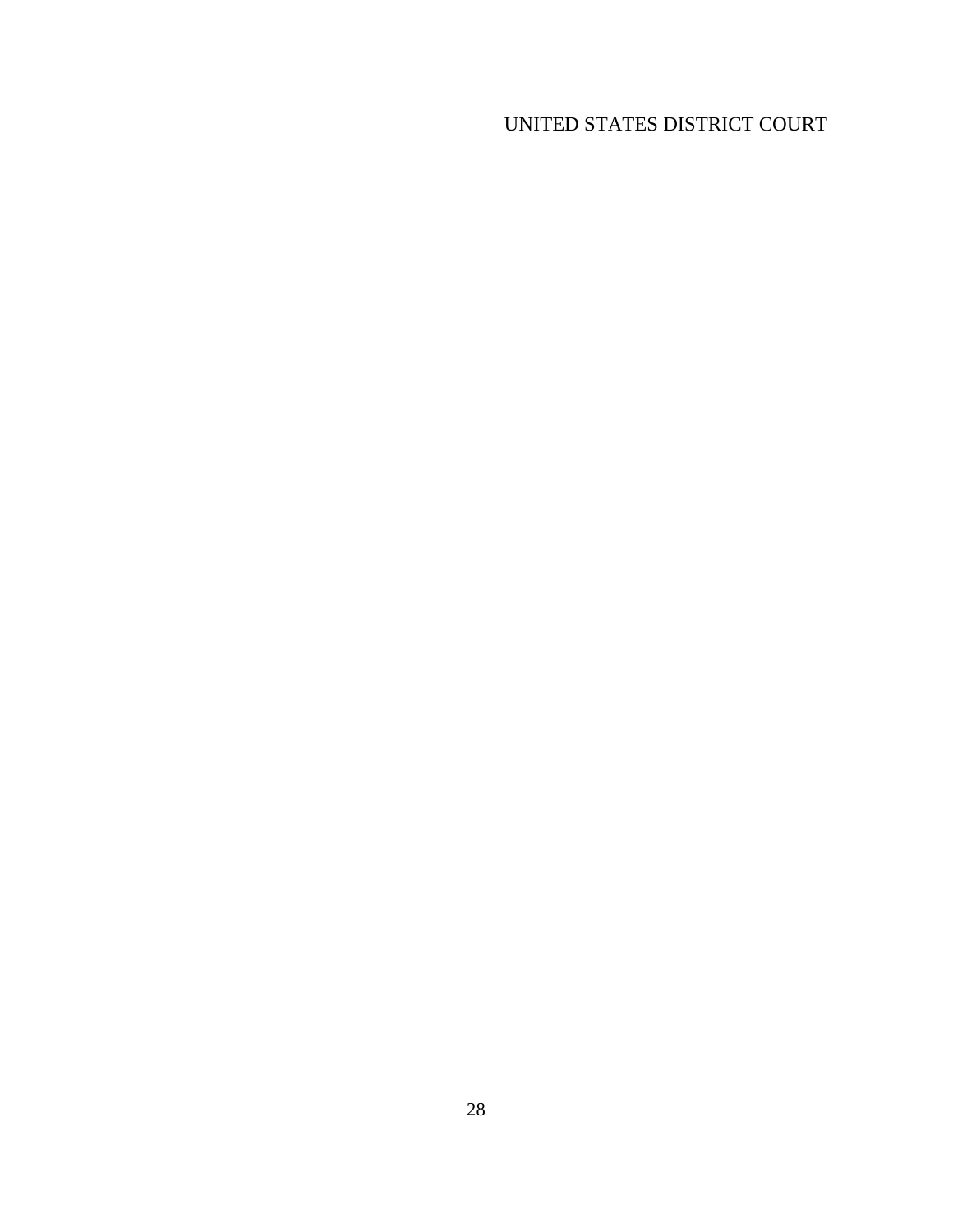UNITED STATES DISTRICT COURT